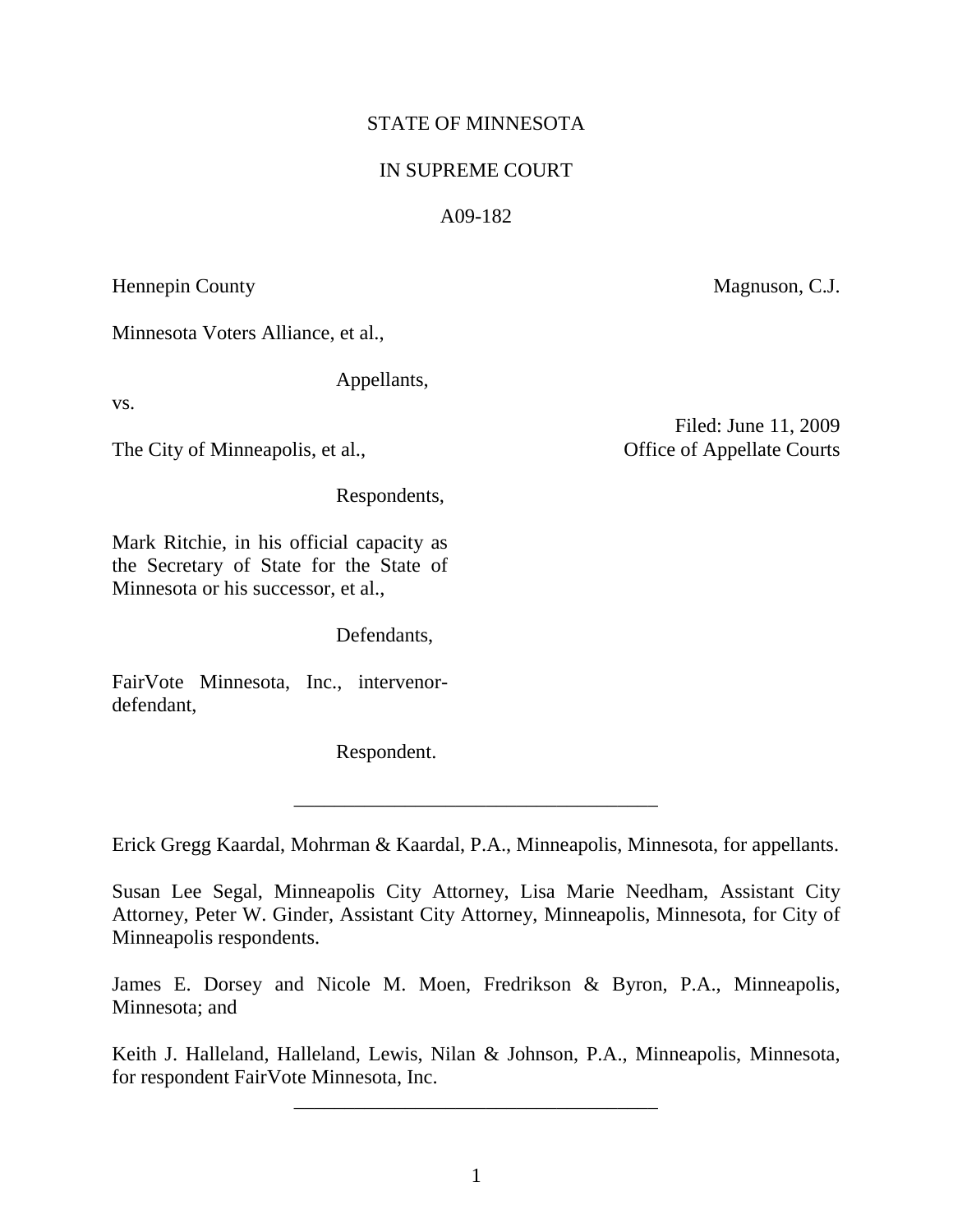STATE OF MINNESOTA

IN SUPREME COURT

A09-182

Hennepin County — Magnuson, C.J.

Minnesota Voters Alliance, et al.,

Appellants,

vs.

Filed: June 11, 2009
Office of Appellate Courts

The City of Minneapolis, et al.,

Respondents,

Mark Ritchie, in his official capacity as the Secretary of State for the State of Minnesota or his successor, et al.,

Defendants,

FairVote Minnesota, Inc., intervenor-defendant,

Respondent.

---

Erick Gregg Kaardal, Mohrman & Kaardal, P.A., Minneapolis, Minnesota, for appellants.

Susan Lee Segal, Minneapolis City Attorney, Lisa Marie Needham, Assistant City Attorney, Peter W. Ginder, Assistant City Attorney, Minneapolis, Minnesota, for City of Minneapolis respondents.

James E. Dorsey and Nicole M. Moen, Fredrikson & Byron, P.A., Minneapolis, Minnesota; and

Keith J. Halleland, Halleland, Lewis, Nilan & Johnson, P.A., Minneapolis, Minnesota, for respondent FairVote Minnesota, Inc.

---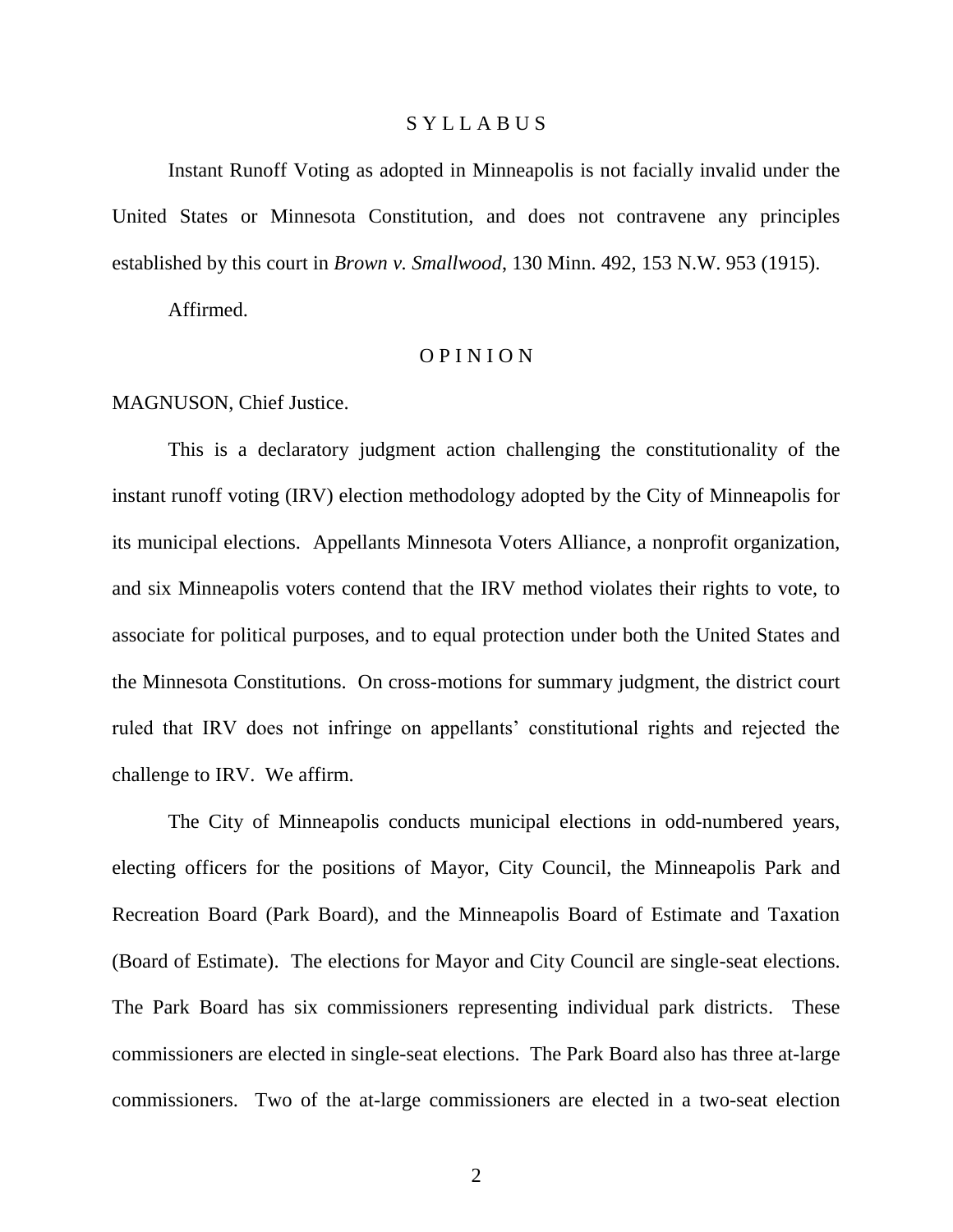## S Y L L A B U S

Instant Runoff Voting as adopted in Minneapolis is not facially invalid under the United States or Minnesota Constitution, and does not contravene any principles established by this court in *Brown v. Smallwood*, 130 Minn. 492, 153 N.W. 953 (1915).

Affirmed.

## O P I N I O N

MAGNUSON, Chief Justice.

This is a declaratory judgment action challenging the constitutionality of the instant runoff voting (IRV) election methodology adopted by the City of Minneapolis for its municipal elections. Appellants Minnesota Voters Alliance, a nonprofit organization, and six Minneapolis voters contend that the IRV method violates their rights to vote, to associate for political purposes, and to equal protection under both the United States and the Minnesota Constitutions. On cross-motions for summary judgment, the district court ruled that IRV does not infringe on appellants' constitutional rights and rejected the challenge to IRV. We affirm.

The City of Minneapolis conducts municipal elections in odd-numbered years, electing officers for the positions of Mayor, City Council, the Minneapolis Park and Recreation Board (Park Board), and the Minneapolis Board of Estimate and Taxation (Board of Estimate). The elections for Mayor and City Council are single-seat elections. The Park Board has six commissioners representing individual park districts. These commissioners are elected in single-seat elections. The Park Board also has three at-large commissioners. Two of the at-large commissioners are elected in a two-seat election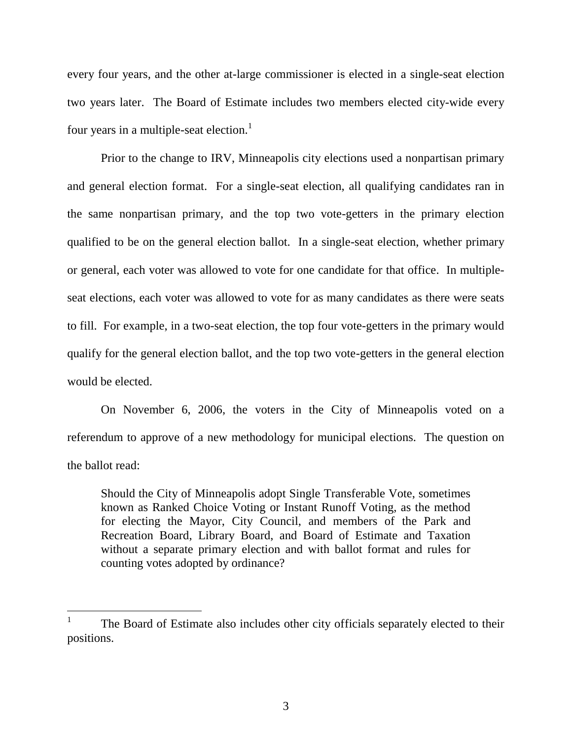every four years, and the other at-large commissioner is elected in a single-seat election two years later. The Board of Estimate includes two members elected city-wide every four years in a multiple-seat election.[1]

Prior to the change to IRV, Minneapolis city elections used a nonpartisan primary and general election format. For a single-seat election, all qualifying candidates ran in the same nonpartisan primary, and the top two vote-getters in the primary election qualified to be on the general election ballot. In a single-seat election, whether primary or general, each voter was allowed to vote for one candidate for that office. In multiple-seat elections, each voter was allowed to vote for as many candidates as there were seats to fill. For example, in a two-seat election, the top four vote-getters in the primary would qualify for the general election ballot, and the top two vote-getters in the general election would be elected.

On November 6, 2006, the voters in the City of Minneapolis voted on a referendum to approve of a new methodology for municipal elections. The question on the ballot read:

> Should the City of Minneapolis adopt Single Transferable Vote, sometimes known as Ranked Choice Voting or Instant Runoff Voting, as the method for electing the Mayor, City Council, and members of the Park and Recreation Board, Library Board, and Board of Estimate and Taxation without a separate primary election and with ballot format and rules for counting votes adopted by ordinance?

---

[1] The Board of Estimate also includes other city officials separately elected to their positions.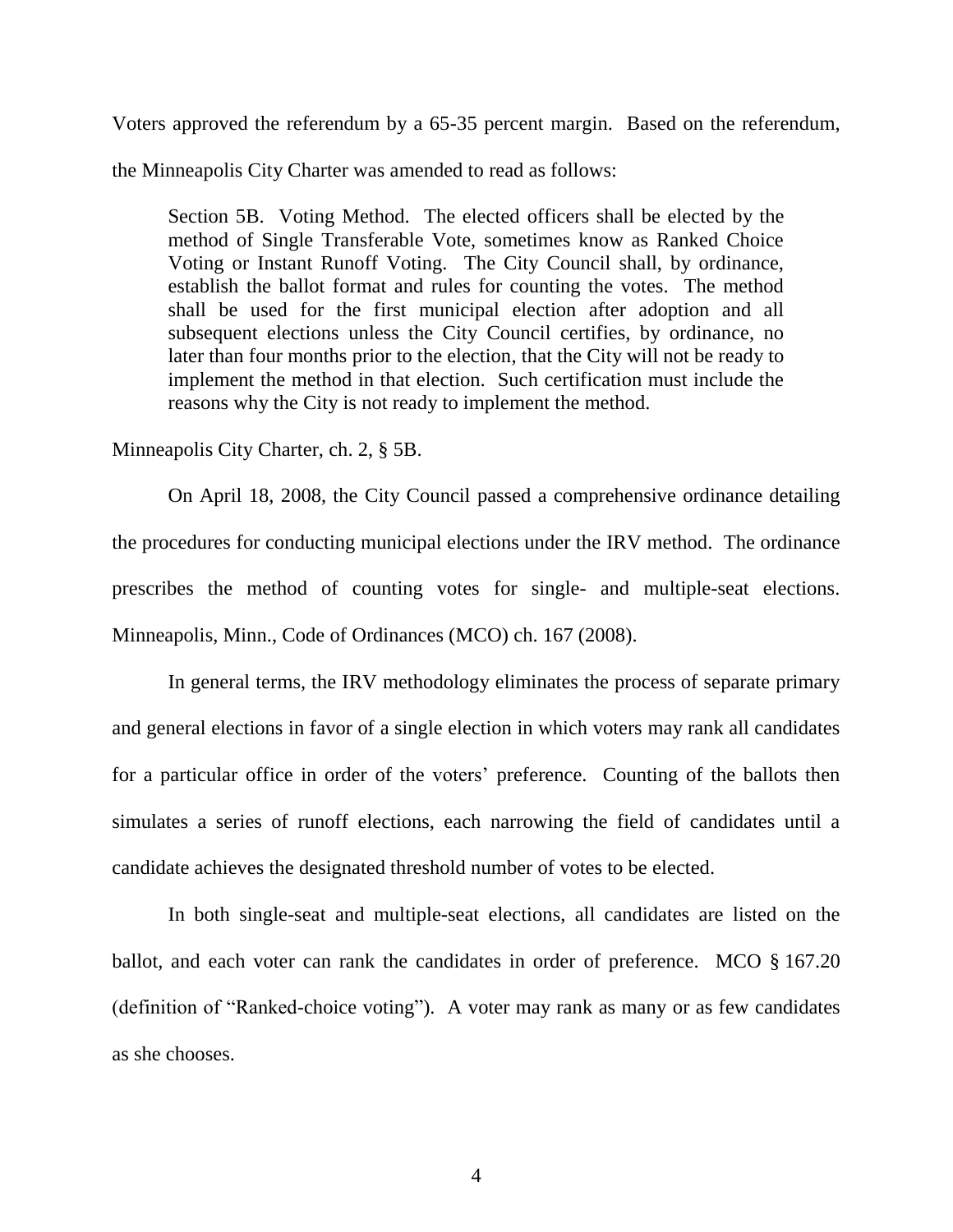Voters approved the referendum by a 65-35 percent margin. Based on the referendum, the Minneapolis City Charter was amended to read as follows:

> Section 5B. Voting Method. The elected officers shall be elected by the method of Single Transferable Vote, sometimes know as Ranked Choice Voting or Instant Runoff Voting. The City Council shall, by ordinance, establish the ballot format and rules for counting the votes. The method shall be used for the first municipal election after adoption and all subsequent elections unless the City Council certifies, by ordinance, no later than four months prior to the election, that the City will not be ready to implement the method in that election. Such certification must include the reasons why the City is not ready to implement the method.

Minneapolis City Charter, ch. 2, § 5B.

On April 18, 2008, the City Council passed a comprehensive ordinance detailing the procedures for conducting municipal elections under the IRV method. The ordinance prescribes the method of counting votes for single- and multiple-seat elections. Minneapolis, Minn., Code of Ordinances (MCO) ch. 167 (2008).

In general terms, the IRV methodology eliminates the process of separate primary and general elections in favor of a single election in which voters may rank all candidates for a particular office in order of the voters' preference. Counting of the ballots then simulates a series of runoff elections, each narrowing the field of candidates until a candidate achieves the designated threshold number of votes to be elected.

In both single-seat and multiple-seat elections, all candidates are listed on the ballot, and each voter can rank the candidates in order of preference. MCO § 167.20 (definition of "Ranked-choice voting"). A voter may rank as many or as few candidates as she chooses.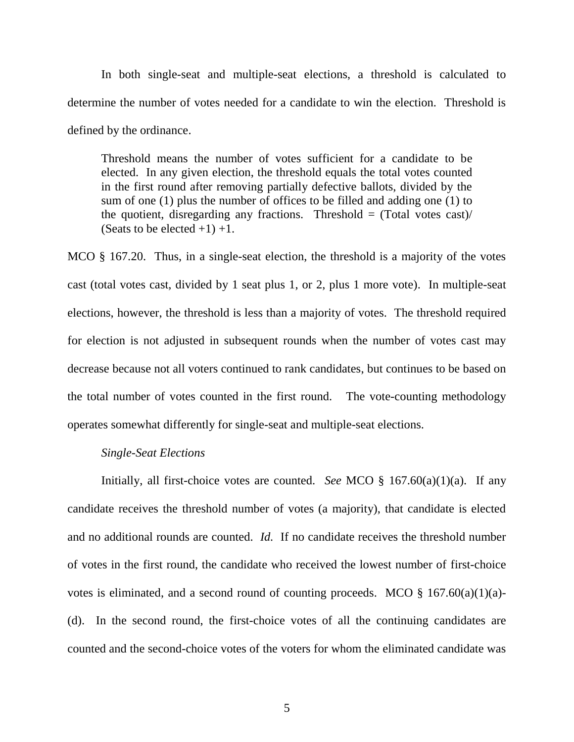In both single-seat and multiple-seat elections, a threshold is calculated to determine the number of votes needed for a candidate to win the election. Threshold is defined by the ordinance.

> Threshold means the number of votes sufficient for a candidate to be elected. In any given election, the threshold equals the total votes counted in the first round after removing partially defective ballots, divided by the sum of one (1) plus the number of offices to be filled and adding one (1) to the quotient, disregarding any fractions. Threshold = (Total votes cast)/ (Seats to be elected +1) +1.

MCO § 167.20. Thus, in a single-seat election, the threshold is a majority of the votes cast (total votes cast, divided by 1 seat plus 1, or 2, plus 1 more vote). In multiple-seat elections, however, the threshold is less than a majority of votes. The threshold required for election is not adjusted in subsequent rounds when the number of votes cast may decrease because not all voters continued to rank candidates, but continues to be based on the total number of votes counted in the first round. The vote-counting methodology operates somewhat differently for single-seat and multiple-seat elections.

*Single-Seat Elections*

Initially, all first-choice votes are counted. *See* MCO § 167.60(a)(1)(a). If any candidate receives the threshold number of votes (a majority), that candidate is elected and no additional rounds are counted. *Id.* If no candidate receives the threshold number of votes in the first round, the candidate who received the lowest number of first-choice votes is eliminated, and a second round of counting proceeds. MCO § 167.60(a)(1)(a)-(d). In the second round, the first-choice votes of all the continuing candidates are counted and the second-choice votes of the voters for whom the eliminated candidate was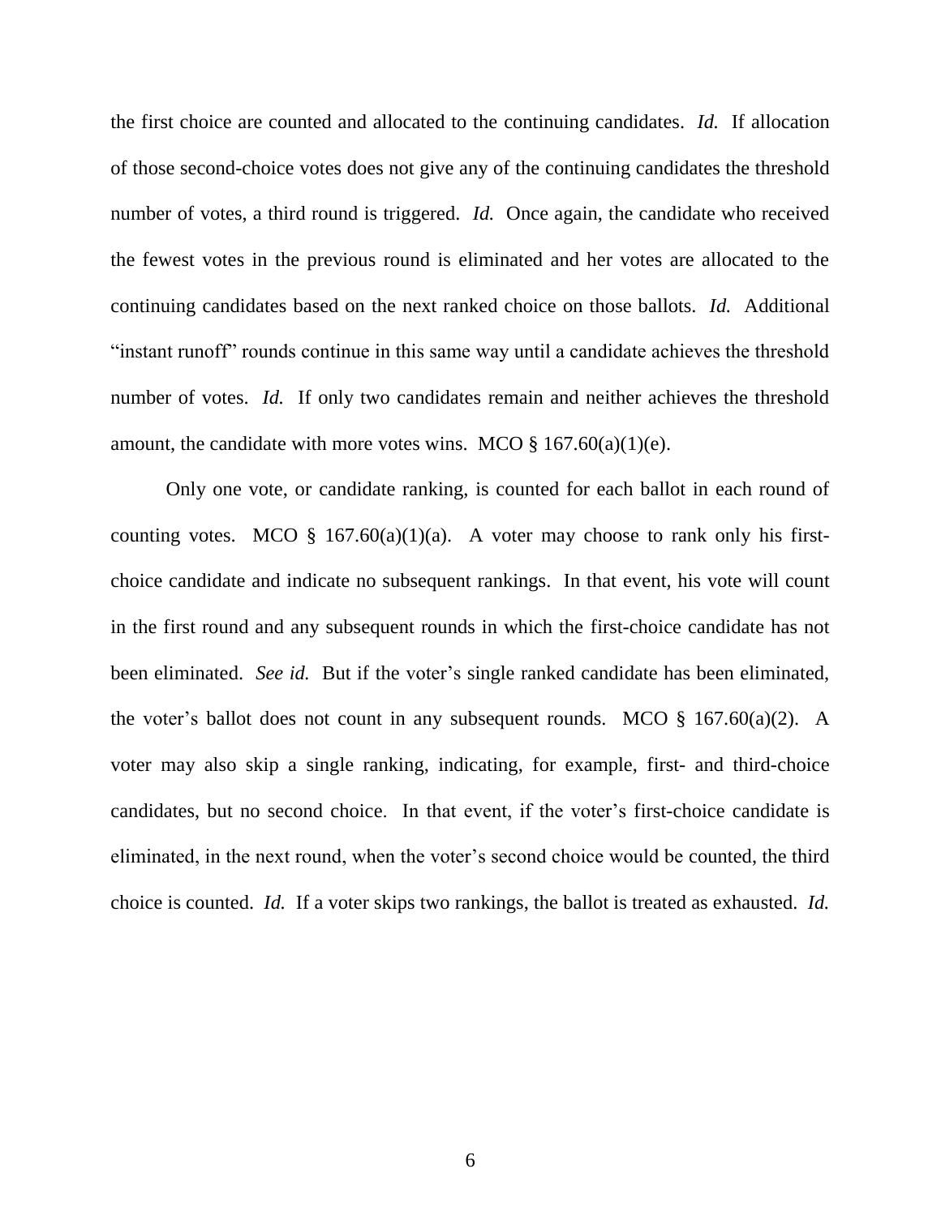the first choice are counted and allocated to the continuing candidates. *Id.* If allocation of those second-choice votes does not give any of the continuing candidates the threshold number of votes, a third round is triggered. *Id.* Once again, the candidate who received the fewest votes in the previous round is eliminated and her votes are allocated to the continuing candidates based on the next ranked choice on those ballots. *Id.* Additional "instant runoff" rounds continue in this same way until a candidate achieves the threshold number of votes. *Id.* If only two candidates remain and neither achieves the threshold amount, the candidate with more votes wins. MCO § 167.60(a)(1)(e).

Only one vote, or candidate ranking, is counted for each ballot in each round of counting votes. MCO § 167.60(a)(1)(a). A voter may choose to rank only his first-choice candidate and indicate no subsequent rankings. In that event, his vote will count in the first round and any subsequent rounds in which the first-choice candidate has not been eliminated. *See id.* But if the voter's single ranked candidate has been eliminated, the voter's ballot does not count in any subsequent rounds. MCO § 167.60(a)(2). A voter may also skip a single ranking, indicating, for example, first- and third-choice candidates, but no second choice. In that event, if the voter's first-choice candidate is eliminated, in the next round, when the voter's second choice would be counted, the third choice is counted. *Id.* If a voter skips two rankings, the ballot is treated as exhausted. *Id.*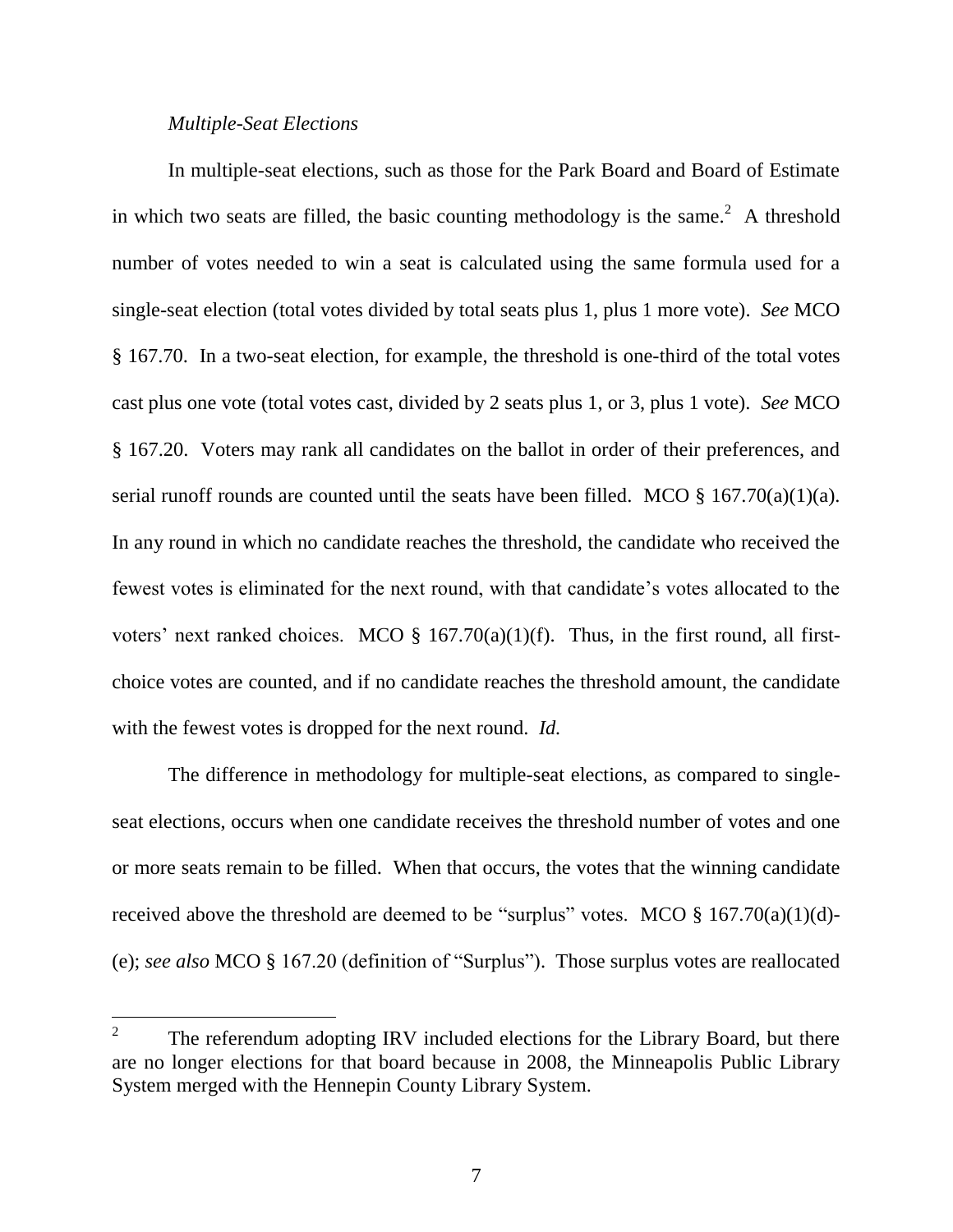*Multiple-Seat Elections*

In multiple-seat elections, such as those for the Park Board and Board of Estimate in which two seats are filled, the basic counting methodology is the same.[2] A threshold number of votes needed to win a seat is calculated using the same formula used for a single-seat election (total votes divided by total seats plus 1, plus 1 more vote). *See* MCO § 167.70. In a two-seat election, for example, the threshold is one-third of the total votes cast plus one vote (total votes cast, divided by 2 seats plus 1, or 3, plus 1 vote). *See* MCO § 167.20. Voters may rank all candidates on the ballot in order of their preferences, and serial runoff rounds are counted until the seats have been filled. MCO § 167.70(a)(1)(a). In any round in which no candidate reaches the threshold, the candidate who received the fewest votes is eliminated for the next round, with that candidate's votes allocated to the voters' next ranked choices. MCO § 167.70(a)(1)(f). Thus, in the first round, all first-choice votes are counted, and if no candidate reaches the threshold amount, the candidate with the fewest votes is dropped for the next round. *Id.*

The difference in methodology for multiple-seat elections, as compared to single-seat elections, occurs when one candidate receives the threshold number of votes and one or more seats remain to be filled. When that occurs, the votes that the winning candidate received above the threshold are deemed to be "surplus" votes. MCO § 167.70(a)(1)(d)-(e); *see also* MCO § 167.20 (definition of "Surplus"). Those surplus votes are reallocated

---

[2] The referendum adopting IRV included elections for the Library Board, but there are no longer elections for that board because in 2008, the Minneapolis Public Library System merged with the Hennepin County Library System.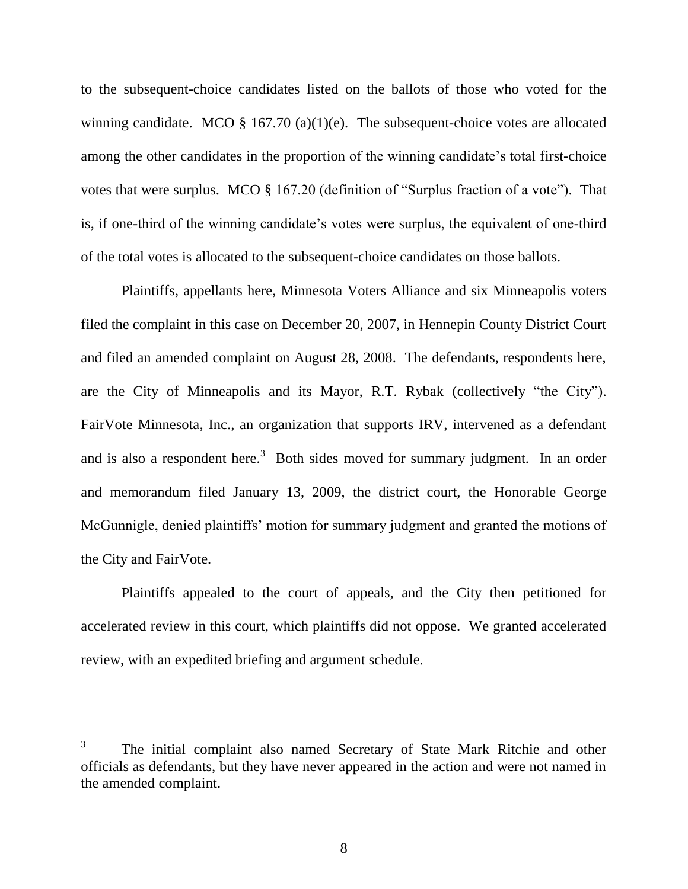to the subsequent-choice candidates listed on the ballots of those who voted for the winning candidate. MCO § 167.70 (a)(1)(e). The subsequent-choice votes are allocated among the other candidates in the proportion of the winning candidate's total first-choice votes that were surplus. MCO § 167.20 (definition of "Surplus fraction of a vote"). That is, if one-third of the winning candidate's votes were surplus, the equivalent of one-third of the total votes is allocated to the subsequent-choice candidates on those ballots.

Plaintiffs, appellants here, Minnesota Voters Alliance and six Minneapolis voters filed the complaint in this case on December 20, 2007, in Hennepin County District Court and filed an amended complaint on August 28, 2008. The defendants, respondents here, are the City of Minneapolis and its Mayor, R.T. Rybak (collectively "the City"). FairVote Minnesota, Inc., an organization that supports IRV, intervened as a defendant and is also a respondent here.[3] Both sides moved for summary judgment. In an order and memorandum filed January 13, 2009, the district court, the Honorable George McGunnigle, denied plaintiffs' motion for summary judgment and granted the motions of the City and FairVote.

Plaintiffs appealed to the court of appeals, and the City then petitioned for accelerated review in this court, which plaintiffs did not oppose. We granted accelerated review, with an expedited briefing and argument schedule.

---

[3] The initial complaint also named Secretary of State Mark Ritchie and other officials as defendants, but they have never appeared in the action and were not named in the amended complaint.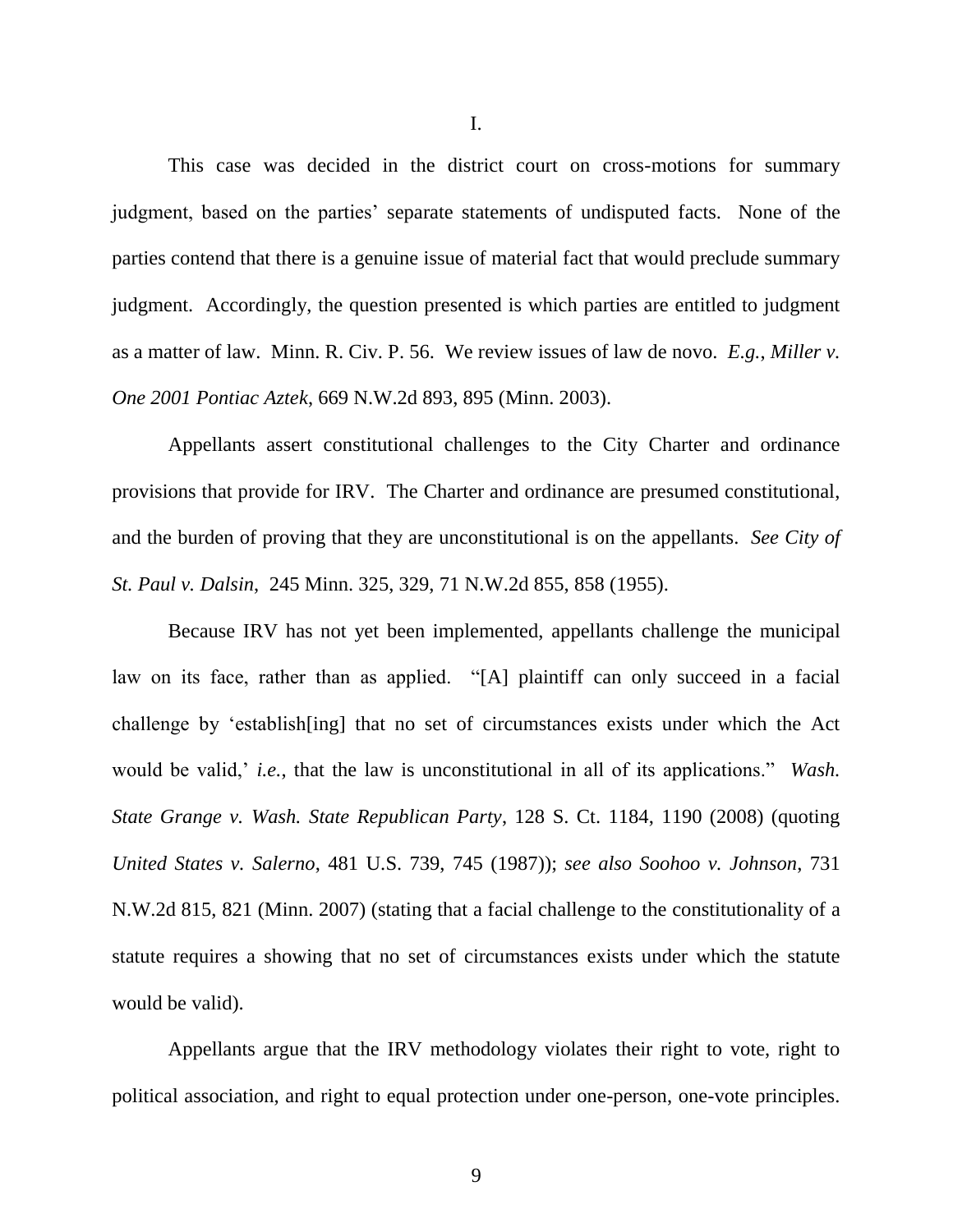I.

This case was decided in the district court on cross-motions for summary judgment, based on the parties' separate statements of undisputed facts. None of the parties contend that there is a genuine issue of material fact that would preclude summary judgment. Accordingly, the question presented is which parties are entitled to judgment as a matter of law. Minn. R. Civ. P. 56. We review issues of law de novo. *E.g.*, *Miller v. One 2001 Pontiac Aztek*, 669 N.W.2d 893, 895 (Minn. 2003).

Appellants assert constitutional challenges to the City Charter and ordinance provisions that provide for IRV. The Charter and ordinance are presumed constitutional, and the burden of proving that they are unconstitutional is on the appellants. *See City of St. Paul v. Dalsin*, 245 Minn. 325, 329, 71 N.W.2d 855, 858 (1955).

Because IRV has not yet been implemented, appellants challenge the municipal law on its face, rather than as applied. "[A] plaintiff can only succeed in a facial challenge by 'establish[ing] that no set of circumstances exists under which the Act would be valid,' *i.e.*, that the law is unconstitutional in all of its applications." *Wash. State Grange v. Wash. State Republican Party*, 128 S. Ct. 1184, 1190 (2008) (quoting *United States v. Salerno*, 481 U.S. 739, 745 (1987)); *see also Soohoo v. Johnson*, 731 N.W.2d 815, 821 (Minn. 2007) (stating that a facial challenge to the constitutionality of a statute requires a showing that no set of circumstances exists under which the statute would be valid).

Appellants argue that the IRV methodology violates their right to vote, right to political association, and right to equal protection under one-person, one-vote principles.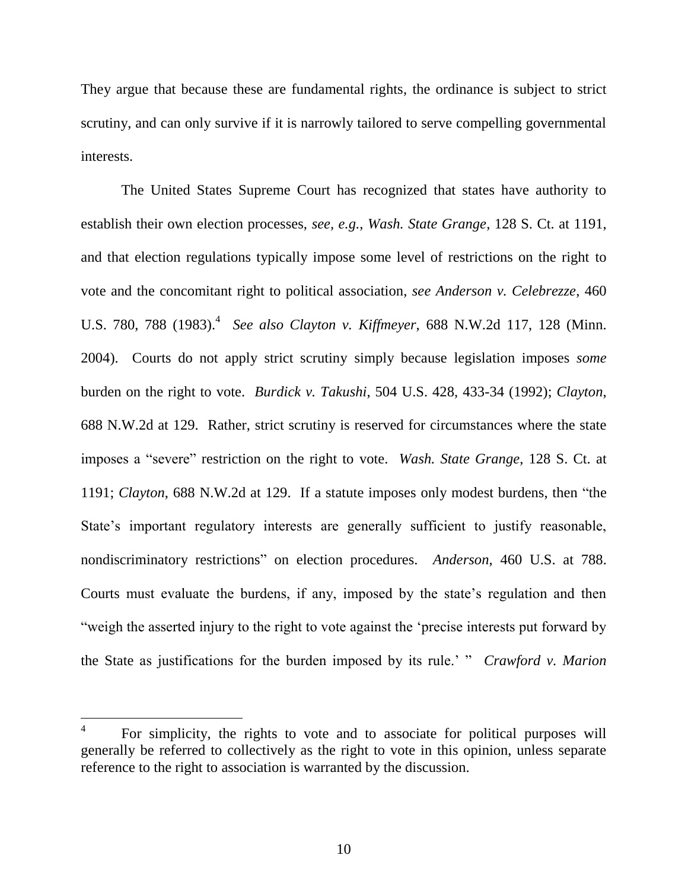They argue that because these are fundamental rights, the ordinance is subject to strict scrutiny, and can only survive if it is narrowly tailored to serve compelling governmental interests.

The United States Supreme Court has recognized that states have authority to establish their own election processes, *see, e.g.*, *Wash. State Grange*, 128 S. Ct. at 1191, and that election regulations typically impose some level of restrictions on the right to vote and the concomitant right to political association, *see Anderson v. Celebrezze*, 460 U.S. 780, 788 (1983).[4] *See also Clayton v. Kiffmeyer*, 688 N.W.2d 117, 128 (Minn. 2004). Courts do not apply strict scrutiny simply because legislation imposes *some* burden on the right to vote. *Burdick v. Takushi*, 504 U.S. 428, 433-34 (1992); *Clayton*, 688 N.W.2d at 129. Rather, strict scrutiny is reserved for circumstances where the state imposes a "severe" restriction on the right to vote. *Wash. State Grange*, 128 S. Ct. at 1191; *Clayton*, 688 N.W.2d at 129. If a statute imposes only modest burdens, then "the State's important regulatory interests are generally sufficient to justify reasonable, nondiscriminatory restrictions" on election procedures. *Anderson*, 460 U.S. at 788. Courts must evaluate the burdens, if any, imposed by the state's regulation and then "weigh the asserted injury to the right to vote against the 'precise interests put forward by the State as justifications for the burden imposed by its rule.' " *Crawford v. Marion*

---

[4] For simplicity, the rights to vote and to associate for political purposes will generally be referred to collectively as the right to vote in this opinion, unless separate reference to the right to association is warranted by the discussion.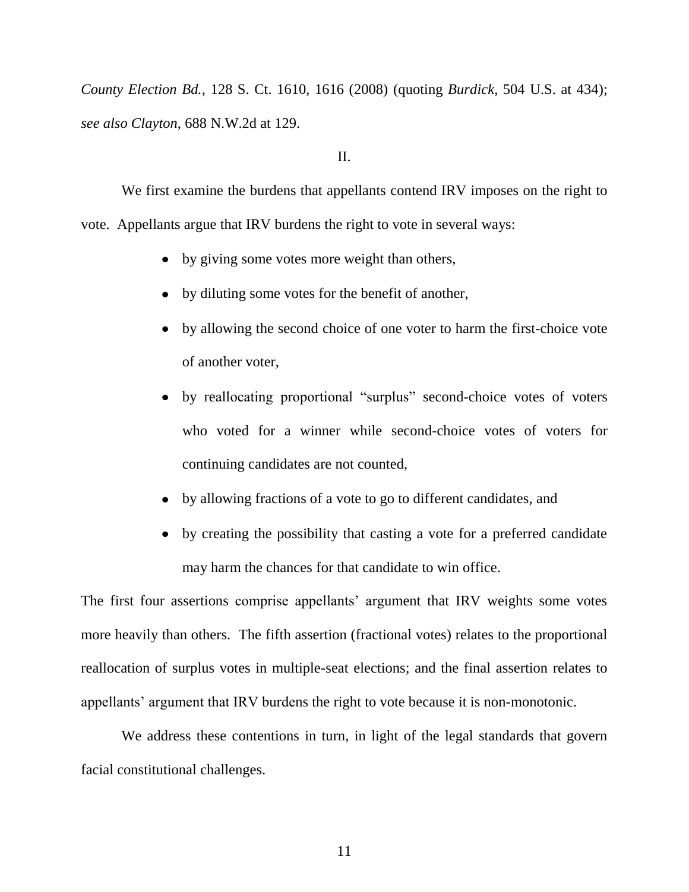*County Election Bd.*, 128 S. Ct. 1610, 1616 (2008) (quoting *Burdick*, 504 U.S. at 434); *see also Clayton*, 688 N.W.2d at 129.

II.

We first examine the burdens that appellants contend IRV imposes on the right to vote. Appellants argue that IRV burdens the right to vote in several ways:

- by giving some votes more weight than others,
- by diluting some votes for the benefit of another,
- by allowing the second choice of one voter to harm the first-choice vote of another voter,
- by reallocating proportional "surplus" second-choice votes of voters who voted for a winner while second-choice votes of voters for continuing candidates are not counted,
- by allowing fractions of a vote to go to different candidates, and
- by creating the possibility that casting a vote for a preferred candidate may harm the chances for that candidate to win office.

The first four assertions comprise appellants' argument that IRV weights some votes more heavily than others. The fifth assertion (fractional votes) relates to the proportional reallocation of surplus votes in multiple-seat elections; and the final assertion relates to appellants' argument that IRV burdens the right to vote because it is non-monotonic.

We address these contentions in turn, in light of the legal standards that govern facial constitutional challenges.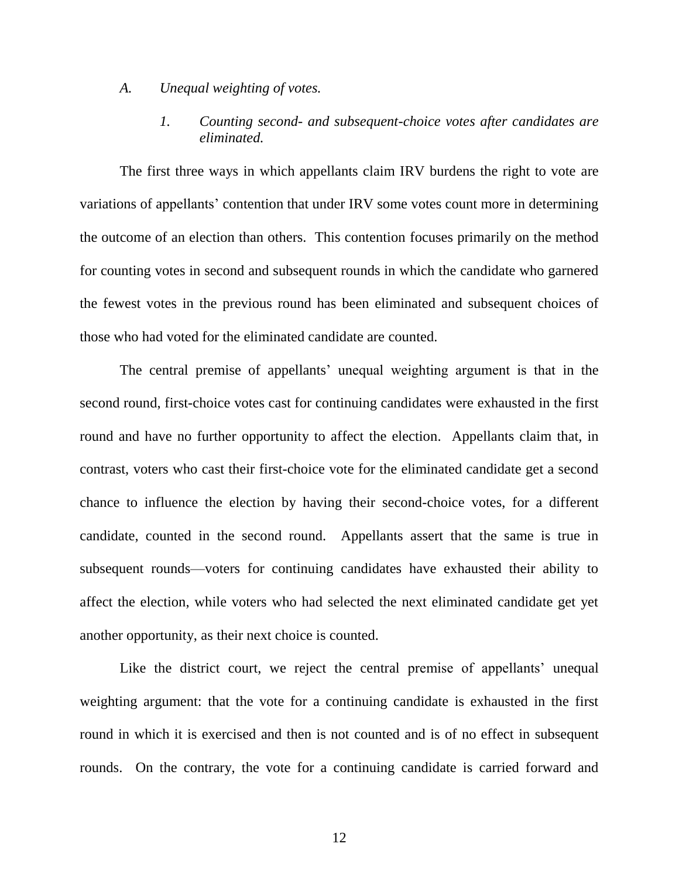### *A. Unequal weighting of votes.*

#### *1. Counting second- and subsequent-choice votes after candidates are eliminated.*

The first three ways in which appellants claim IRV burdens the right to vote are variations of appellants' contention that under IRV some votes count more in determining the outcome of an election than others. This contention focuses primarily on the method for counting votes in second and subsequent rounds in which the candidate who garnered the fewest votes in the previous round has been eliminated and subsequent choices of those who had voted for the eliminated candidate are counted.

The central premise of appellants' unequal weighting argument is that in the second round, first-choice votes cast for continuing candidates were exhausted in the first round and have no further opportunity to affect the election. Appellants claim that, in contrast, voters who cast their first-choice vote for the eliminated candidate get a second chance to influence the election by having their second-choice votes, for a different candidate, counted in the second round. Appellants assert that the same is true in subsequent rounds—voters for continuing candidates have exhausted their ability to affect the election, while voters who had selected the next eliminated candidate get yet another opportunity, as their next choice is counted.

Like the district court, we reject the central premise of appellants' unequal weighting argument: that the vote for a continuing candidate is exhausted in the first round in which it is exercised and then is not counted and is of no effect in subsequent rounds. On the contrary, the vote for a continuing candidate is carried forward and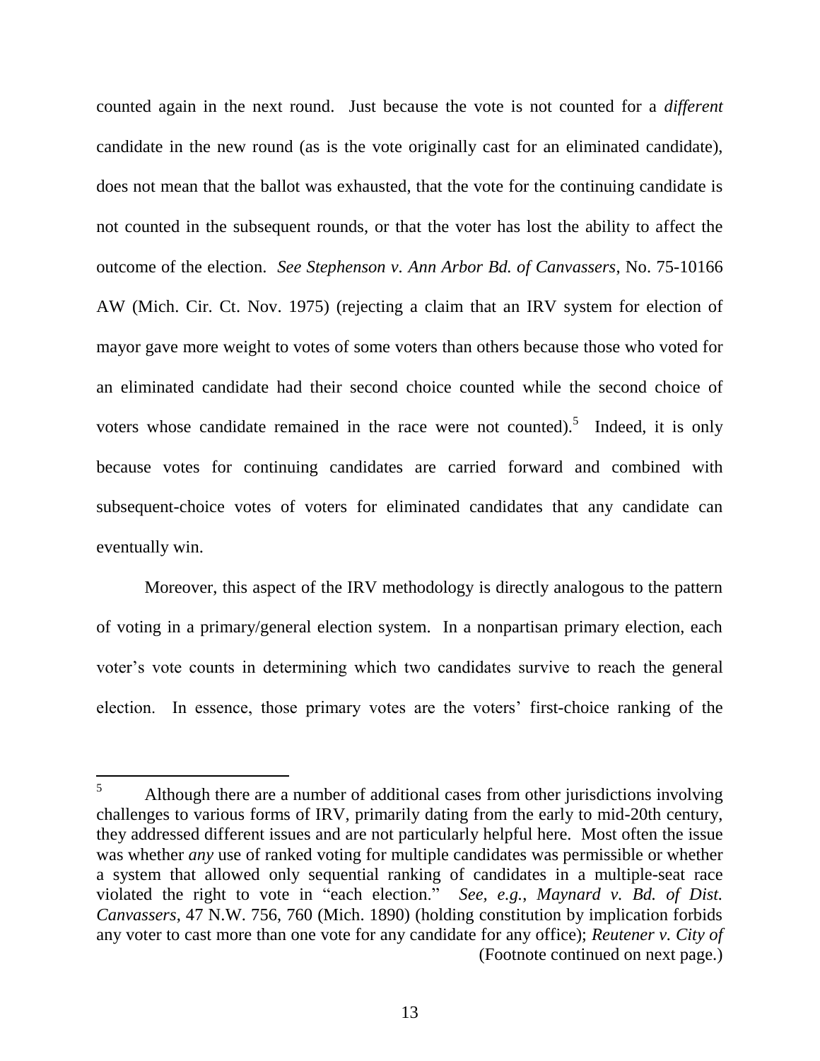counted again in the next round. Just because the vote is not counted for a *different* candidate in the new round (as is the vote originally cast for an eliminated candidate), does not mean that the ballot was exhausted, that the vote for the continuing candidate is not counted in the subsequent rounds, or that the voter has lost the ability to affect the outcome of the election. *See Stephenson v. Ann Arbor Bd. of Canvassers*, No. 75-10166 AW (Mich. Cir. Ct. Nov. 1975) (rejecting a claim that an IRV system for election of mayor gave more weight to votes of some voters than others because those who voted for an eliminated candidate had their second choice counted while the second choice of voters whose candidate remained in the race were not counted).[5] Indeed, it is only because votes for continuing candidates are carried forward and combined with subsequent-choice votes of voters for eliminated candidates that any candidate can eventually win.

Moreover, this aspect of the IRV methodology is directly analogous to the pattern of voting in a primary/general election system. In a nonpartisan primary election, each voter's vote counts in determining which two candidates survive to reach the general election. In essence, those primary votes are the voters' first-choice ranking of the

---

[5] Although there are a number of additional cases from other jurisdictions involving challenges to various forms of IRV, primarily dating from the early to mid-20th century, they addressed different issues and are not particularly helpful here. Most often the issue was whether *any* use of ranked voting for multiple candidates was permissible or whether a system that allowed only sequential ranking of candidates in a multiple-seat race violated the right to vote in "each election." *See, e.g.*, *Maynard v. Bd. of Dist. Canvassers*, 47 N.W. 756, 760 (Mich. 1890) (holding constitution by implication forbids any voter to cast more than one vote for any candidate for any office); *Reutener v. City of*
(Footnote continued on next page.)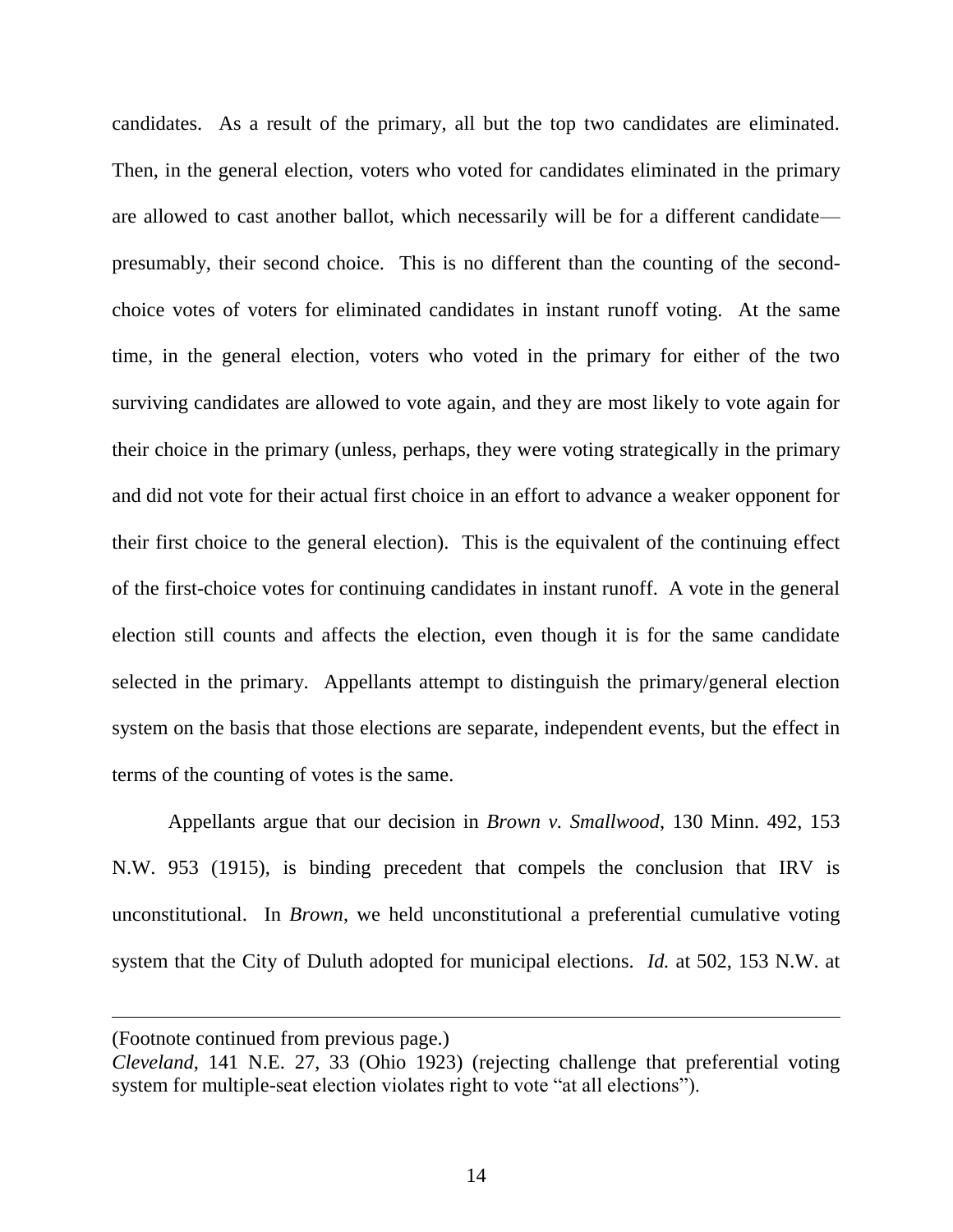candidates. As a result of the primary, all but the top two candidates are eliminated. Then, in the general election, voters who voted for candidates eliminated in the primary are allowed to cast another ballot, which necessarily will be for a different candidate—presumably, their second choice. This is no different than the counting of the second-choice votes of voters for eliminated candidates in instant runoff voting. At the same time, in the general election, voters who voted in the primary for either of the two surviving candidates are allowed to vote again, and they are most likely to vote again for their choice in the primary (unless, perhaps, they were voting strategically in the primary and did not vote for their actual first choice in an effort to advance a weaker opponent for their first choice to the general election). This is the equivalent of the continuing effect of the first-choice votes for continuing candidates in instant runoff. A vote in the general election still counts and affects the election, even though it is for the same candidate selected in the primary. Appellants attempt to distinguish the primary/general election system on the basis that those elections are separate, independent events, but the effect in terms of the counting of votes is the same.

Appellants argue that our decision in *Brown v. Smallwood*, 130 Minn. 492, 153 N.W. 953 (1915), is binding precedent that compels the conclusion that IRV is unconstitutional. In *Brown*, we held unconstitutional a preferential cumulative voting system that the City of Duluth adopted for municipal elections. *Id.* at 502, 153 N.W. at

---

(Footnote continued from previous page.)
*Cleveland*, 141 N.E. 27, 33 (Ohio 1923) (rejecting challenge that preferential voting system for multiple-seat election violates right to vote "at all elections").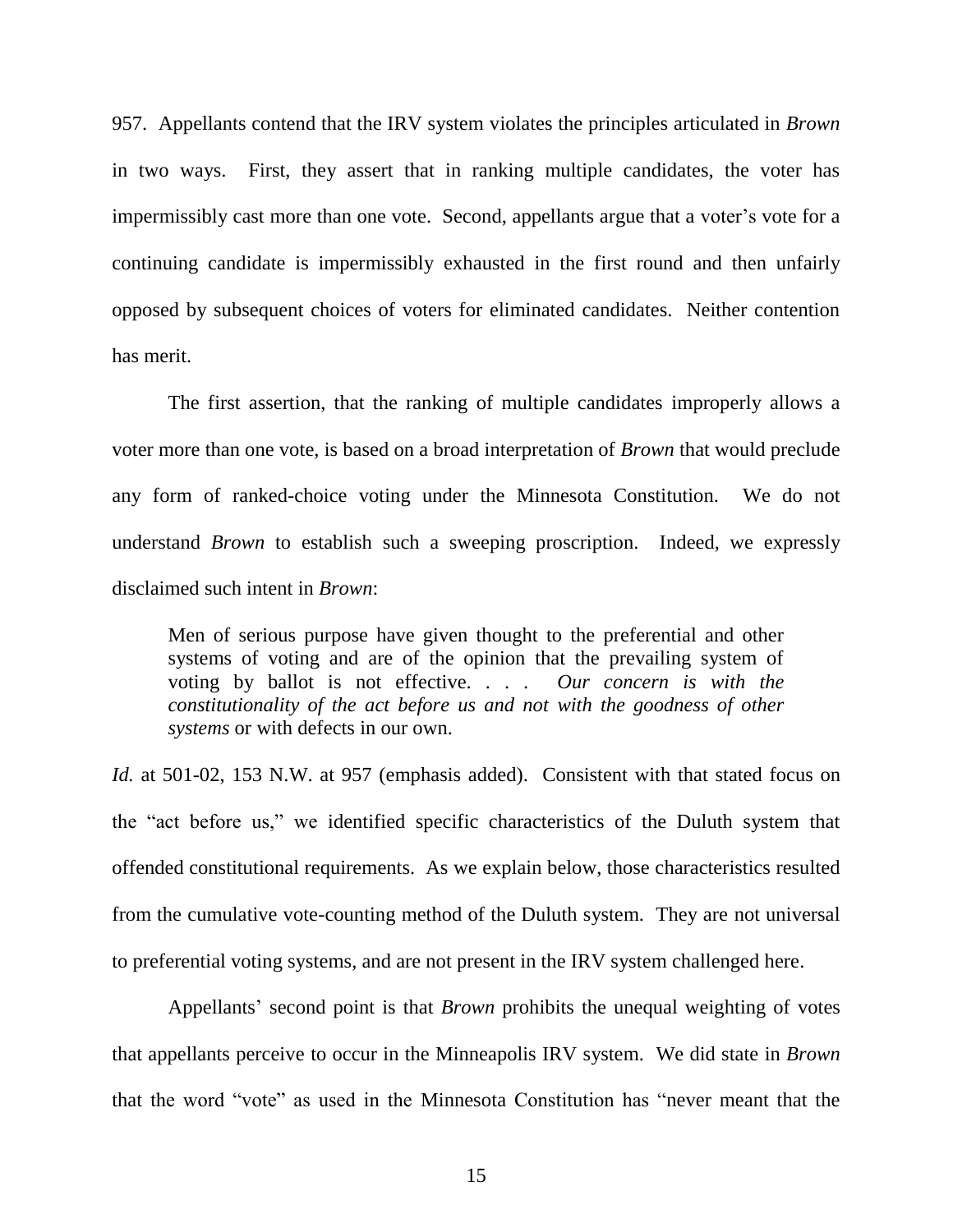957. Appellants contend that the IRV system violates the principles articulated in *Brown* in two ways. First, they assert that in ranking multiple candidates, the voter has impermissibly cast more than one vote. Second, appellants argue that a voter's vote for a continuing candidate is impermissibly exhausted in the first round and then unfairly opposed by subsequent choices of voters for eliminated candidates. Neither contention has merit.

The first assertion, that the ranking of multiple candidates improperly allows a voter more than one vote, is based on a broad interpretation of *Brown* that would preclude any form of ranked-choice voting under the Minnesota Constitution. We do not understand *Brown* to establish such a sweeping proscription. Indeed, we expressly disclaimed such intent in *Brown*:

> Men of serious purpose have given thought to the preferential and other systems of voting and are of the opinion that the prevailing system of voting by ballot is not effective. . . . *Our concern is with the constitutionality of the act before us and not with the goodness of other systems* or with defects in our own.

*Id.* at 501-02, 153 N.W. at 957 (emphasis added). Consistent with that stated focus on the "act before us," we identified specific characteristics of the Duluth system that offended constitutional requirements. As we explain below, those characteristics resulted from the cumulative vote-counting method of the Duluth system. They are not universal to preferential voting systems, and are not present in the IRV system challenged here.

Appellants' second point is that *Brown* prohibits the unequal weighting of votes that appellants perceive to occur in the Minneapolis IRV system. We did state in *Brown* that the word "vote" as used in the Minnesota Constitution has "never meant that the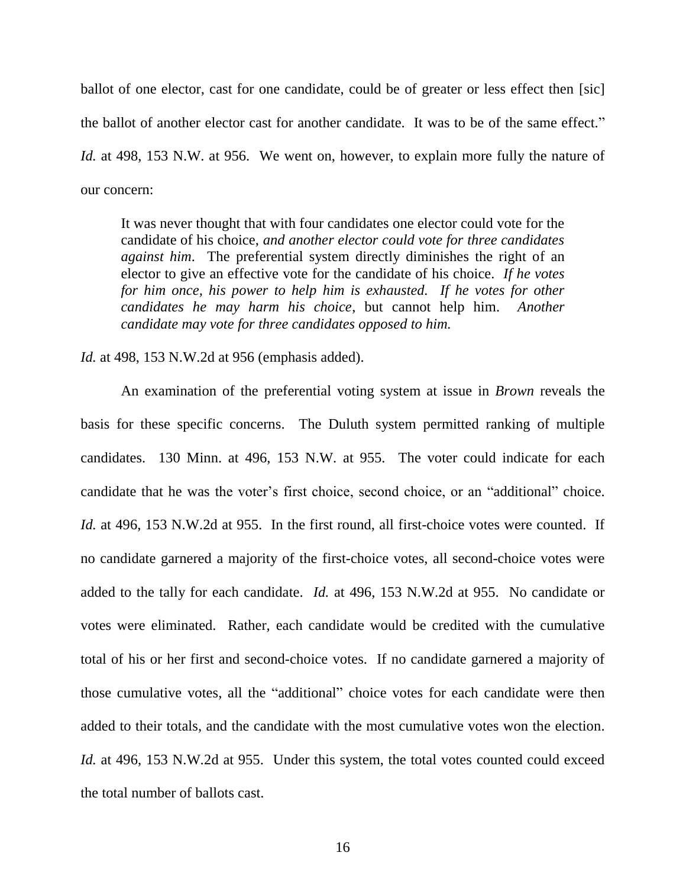ballot of one elector, cast for one candidate, could be of greater or less effect then [sic] the ballot of another elector cast for another candidate. It was to be of the same effect." *Id.* at 498, 153 N.W. at 956. We went on, however, to explain more fully the nature of our concern:

> It was never thought that with four candidates one elector could vote for the candidate of his choice, *and another elector could vote for three candidates against him*. The preferential system directly diminishes the right of an elector to give an effective vote for the candidate of his choice. *If he votes for him once, his power to help him is exhausted. If he votes for other candidates he may harm his choice*, but cannot help him. *Another candidate may vote for three candidates opposed to him.*

*Id.* at 498, 153 N.W.2d at 956 (emphasis added).

An examination of the preferential voting system at issue in *Brown* reveals the basis for these specific concerns. The Duluth system permitted ranking of multiple candidates. 130 Minn. at 496, 153 N.W. at 955. The voter could indicate for each candidate that he was the voter's first choice, second choice, or an "additional" choice. *Id.* at 496, 153 N.W.2d at 955. In the first round, all first-choice votes were counted. If no candidate garnered a majority of the first-choice votes, all second-choice votes were added to the tally for each candidate. *Id.* at 496, 153 N.W.2d at 955. No candidate or votes were eliminated. Rather, each candidate would be credited with the cumulative total of his or her first and second-choice votes. If no candidate garnered a majority of those cumulative votes, all the "additional" choice votes for each candidate were then added to their totals, and the candidate with the most cumulative votes won the election. *Id.* at 496, 153 N.W.2d at 955. Under this system, the total votes counted could exceed the total number of ballots cast.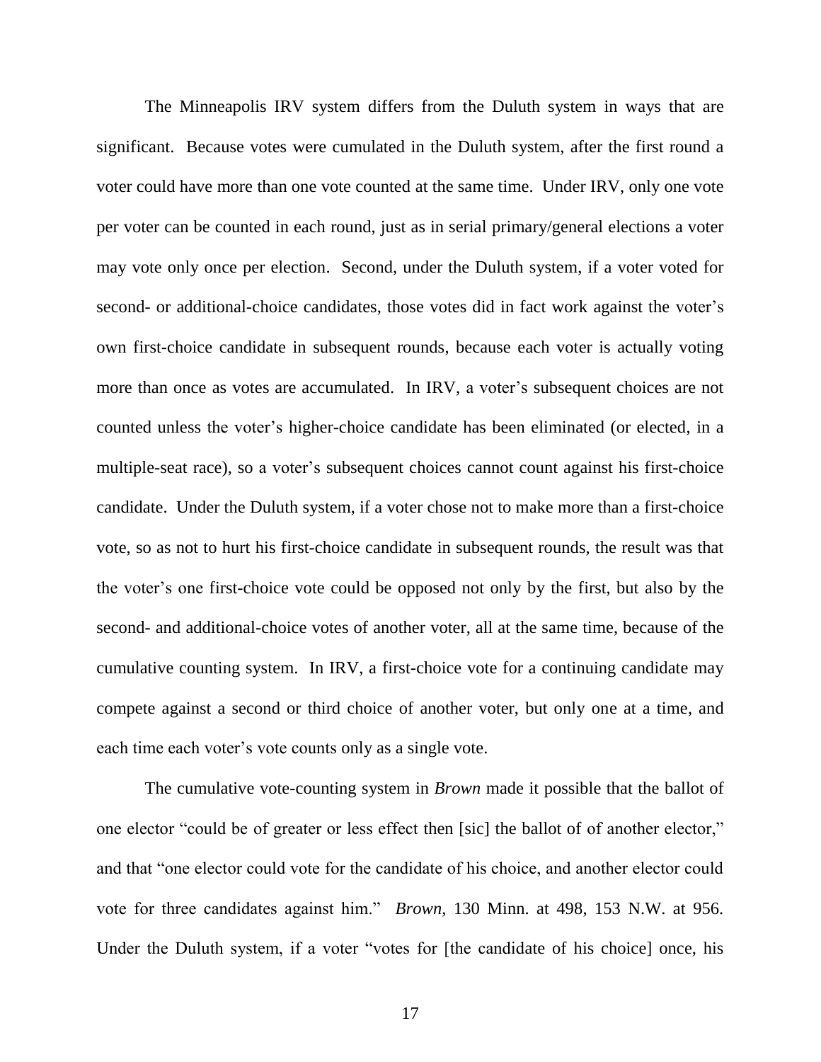The Minneapolis IRV system differs from the Duluth system in ways that are significant. Because votes were cumulated in the Duluth system, after the first round a voter could have more than one vote counted at the same time. Under IRV, only one vote per voter can be counted in each round, just as in serial primary/general elections a voter may vote only once per election. Second, under the Duluth system, if a voter voted for second- or additional-choice candidates, those votes did in fact work against the voter's own first-choice candidate in subsequent rounds, because each voter is actually voting more than once as votes are accumulated. In IRV, a voter's subsequent choices are not counted unless the voter's higher-choice candidate has been eliminated (or elected, in a multiple-seat race), so a voter's subsequent choices cannot count against his first-choice candidate. Under the Duluth system, if a voter chose not to make more than a first-choice vote, so as not to hurt his first-choice candidate in subsequent rounds, the result was that the voter's one first-choice vote could be opposed not only by the first, but also by the second- and additional-choice votes of another voter, all at the same time, because of the cumulative counting system. In IRV, a first-choice vote for a continuing candidate may compete against a second or third choice of another voter, but only one at a time, and each time each voter's vote counts only as a single vote.

The cumulative vote-counting system in *Brown* made it possible that the ballot of one elector "could be of greater or less effect then [sic] the ballot of of another elector," and that "one elector could vote for the candidate of his choice, and another elector could vote for three candidates against him." *Brown*, 130 Minn. at 498, 153 N.W. at 956. Under the Duluth system, if a voter "votes for [the candidate of his choice] once, his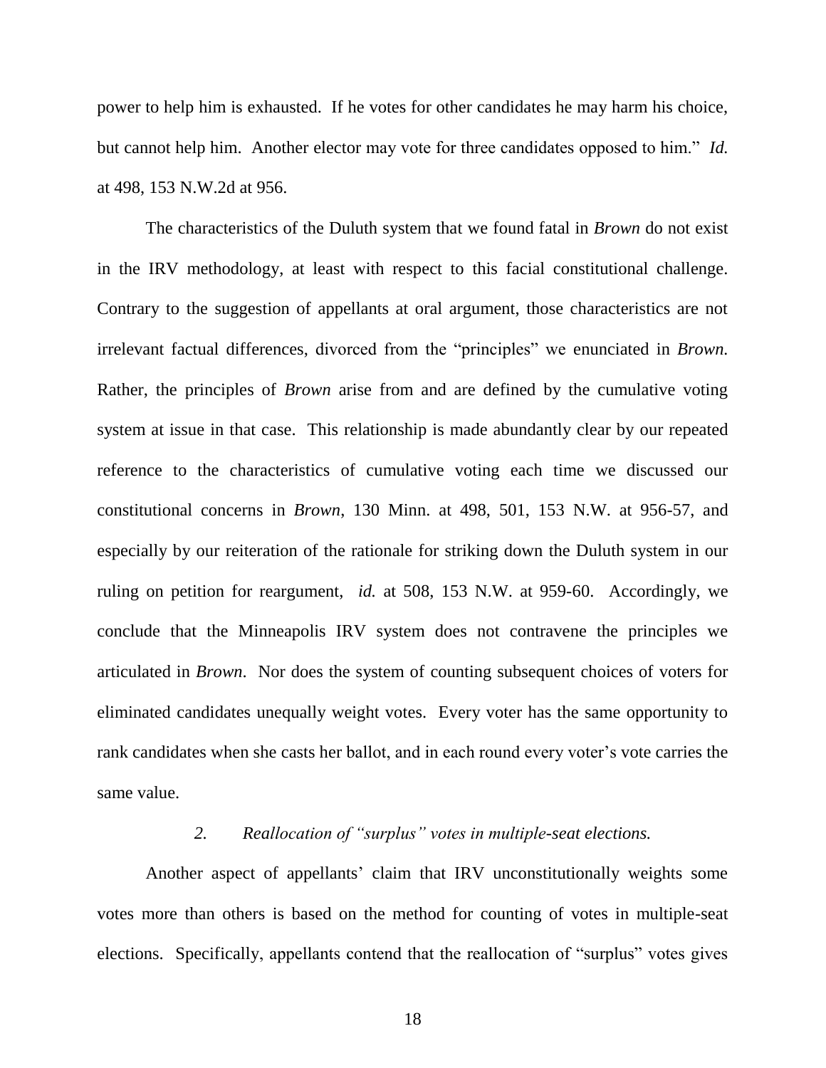power to help him is exhausted. If he votes for other candidates he may harm his choice, but cannot help him. Another elector may vote for three candidates opposed to him." *Id.* at 498, 153 N.W.2d at 956.

The characteristics of the Duluth system that we found fatal in *Brown* do not exist in the IRV methodology, at least with respect to this facial constitutional challenge. Contrary to the suggestion of appellants at oral argument, those characteristics are not irrelevant factual differences, divorced from the "principles" we enunciated in *Brown.* Rather, the principles of *Brown* arise from and are defined by the cumulative voting system at issue in that case. This relationship is made abundantly clear by our repeated reference to the characteristics of cumulative voting each time we discussed our constitutional concerns in *Brown*, 130 Minn. at 498, 501, 153 N.W. at 956-57, and especially by our reiteration of the rationale for striking down the Duluth system in our ruling on petition for reargument, *id.* at 508, 153 N.W. at 959-60. Accordingly, we conclude that the Minneapolis IRV system does not contravene the principles we articulated in *Brown.* Nor does the system of counting subsequent choices of voters for eliminated candidates unequally weight votes. Every voter has the same opportunity to rank candidates when she casts her ballot, and in each round every voter's vote carries the same value.

*2. Reallocation of "surplus" votes in multiple-seat elections.*

Another aspect of appellants' claim that IRV unconstitutionally weights some votes more than others is based on the method for counting of votes in multiple-seat elections. Specifically, appellants contend that the reallocation of "surplus" votes gives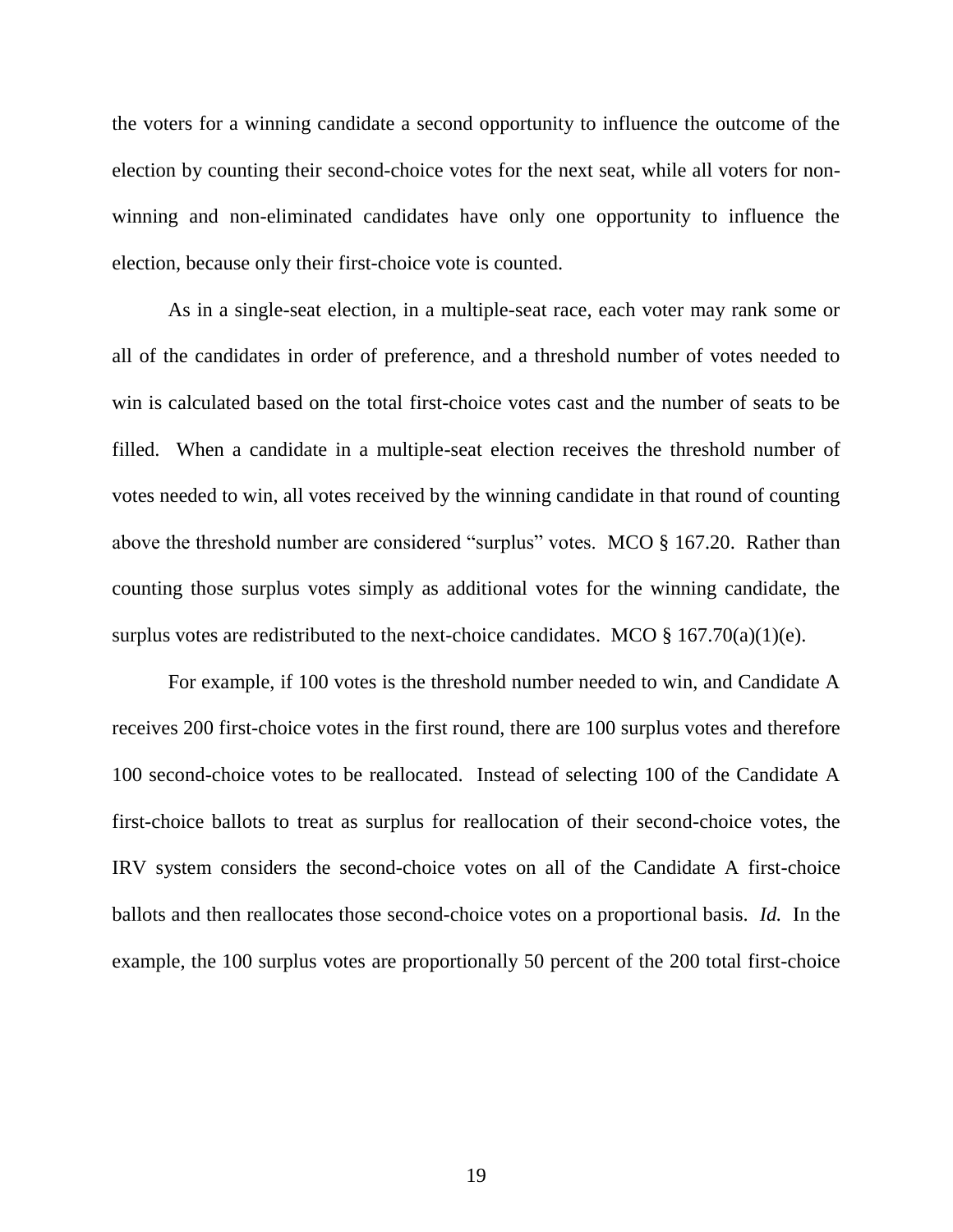the voters for a winning candidate a second opportunity to influence the outcome of the election by counting their second-choice votes for the next seat, while all voters for non-winning and non-eliminated candidates have only one opportunity to influence the election, because only their first-choice vote is counted.

As in a single-seat election, in a multiple-seat race, each voter may rank some or all of the candidates in order of preference, and a threshold number of votes needed to win is calculated based on the total first-choice votes cast and the number of seats to be filled. When a candidate in a multiple-seat election receives the threshold number of votes needed to win, all votes received by the winning candidate in that round of counting above the threshold number are considered "surplus" votes. MCO § 167.20. Rather than counting those surplus votes simply as additional votes for the winning candidate, the surplus votes are redistributed to the next-choice candidates. MCO § 167.70(a)(1)(e).

For example, if 100 votes is the threshold number needed to win, and Candidate A receives 200 first-choice votes in the first round, there are 100 surplus votes and therefore 100 second-choice votes to be reallocated. Instead of selecting 100 of the Candidate A first-choice ballots to treat as surplus for reallocation of their second-choice votes, the IRV system considers the second-choice votes on all of the Candidate A first-choice ballots and then reallocates those second-choice votes on a proportional basis. *Id.* In the example, the 100 surplus votes are proportionally 50 percent of the 200 total first-choice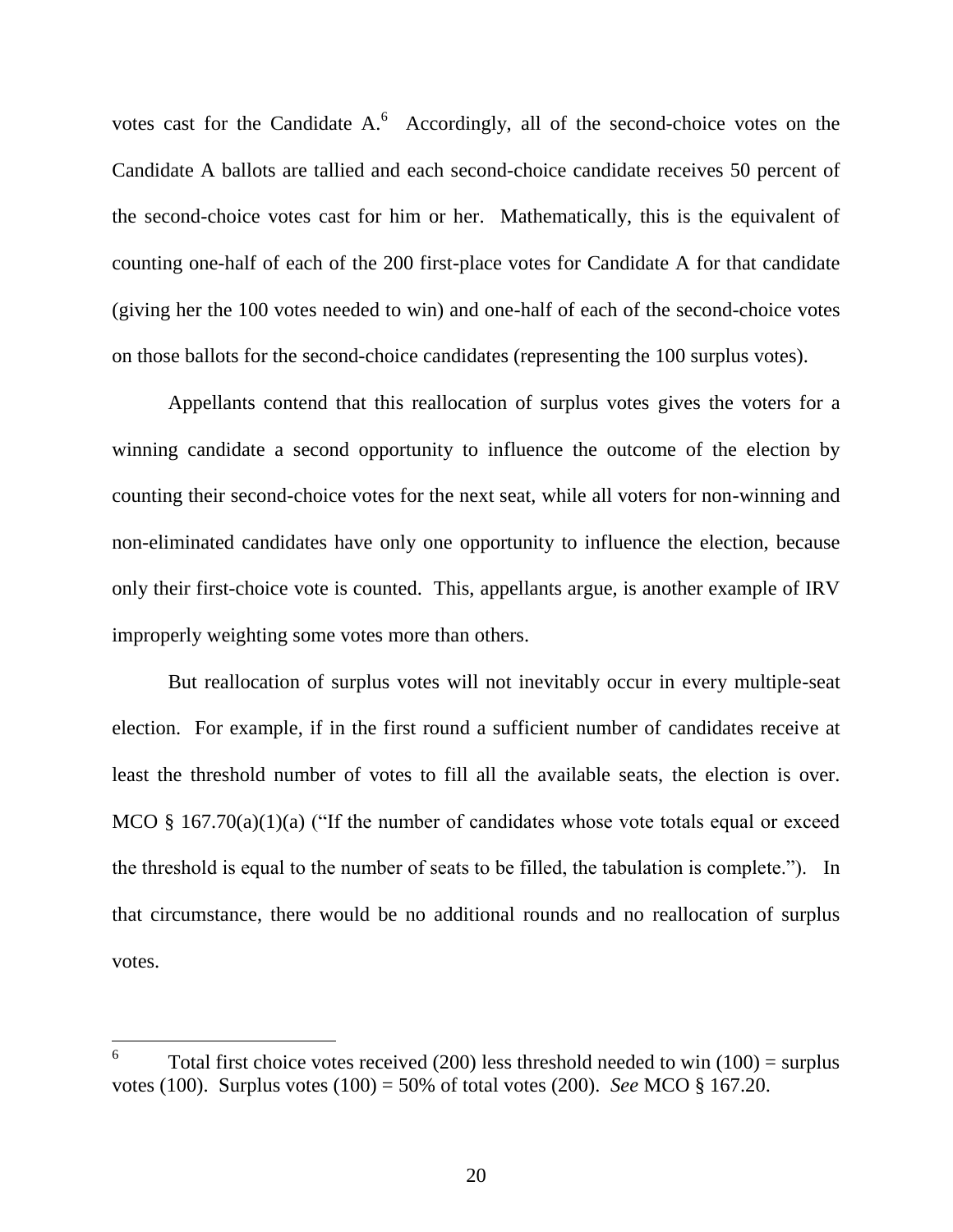votes cast for the Candidate A.[6] Accordingly, all of the second-choice votes on the Candidate A ballots are tallied and each second-choice candidate receives 50 percent of the second-choice votes cast for him or her. Mathematically, this is the equivalent of counting one-half of each of the 200 first-place votes for Candidate A for that candidate (giving her the 100 votes needed to win) and one-half of each of the second-choice votes on those ballots for the second-choice candidates (representing the 100 surplus votes).

Appellants contend that this reallocation of surplus votes gives the voters for a winning candidate a second opportunity to influence the outcome of the election by counting their second-choice votes for the next seat, while all voters for non-winning and non-eliminated candidates have only one opportunity to influence the election, because only their first-choice vote is counted. This, appellants argue, is another example of IRV improperly weighting some votes more than others.

But reallocation of surplus votes will not inevitably occur in every multiple-seat election. For example, if in the first round a sufficient number of candidates receive at least the threshold number of votes to fill all the available seats, the election is over. MCO § 167.70(a)(1)(a) ("If the number of candidates whose vote totals equal or exceed the threshold is equal to the number of seats to be filled, the tabulation is complete."). In that circumstance, there would be no additional rounds and no reallocation of surplus votes.

---

[6] Total first choice votes received (200) less threshold needed to win (100) = surplus votes (100). Surplus votes (100) = 50% of total votes (200). *See* MCO § 167.20.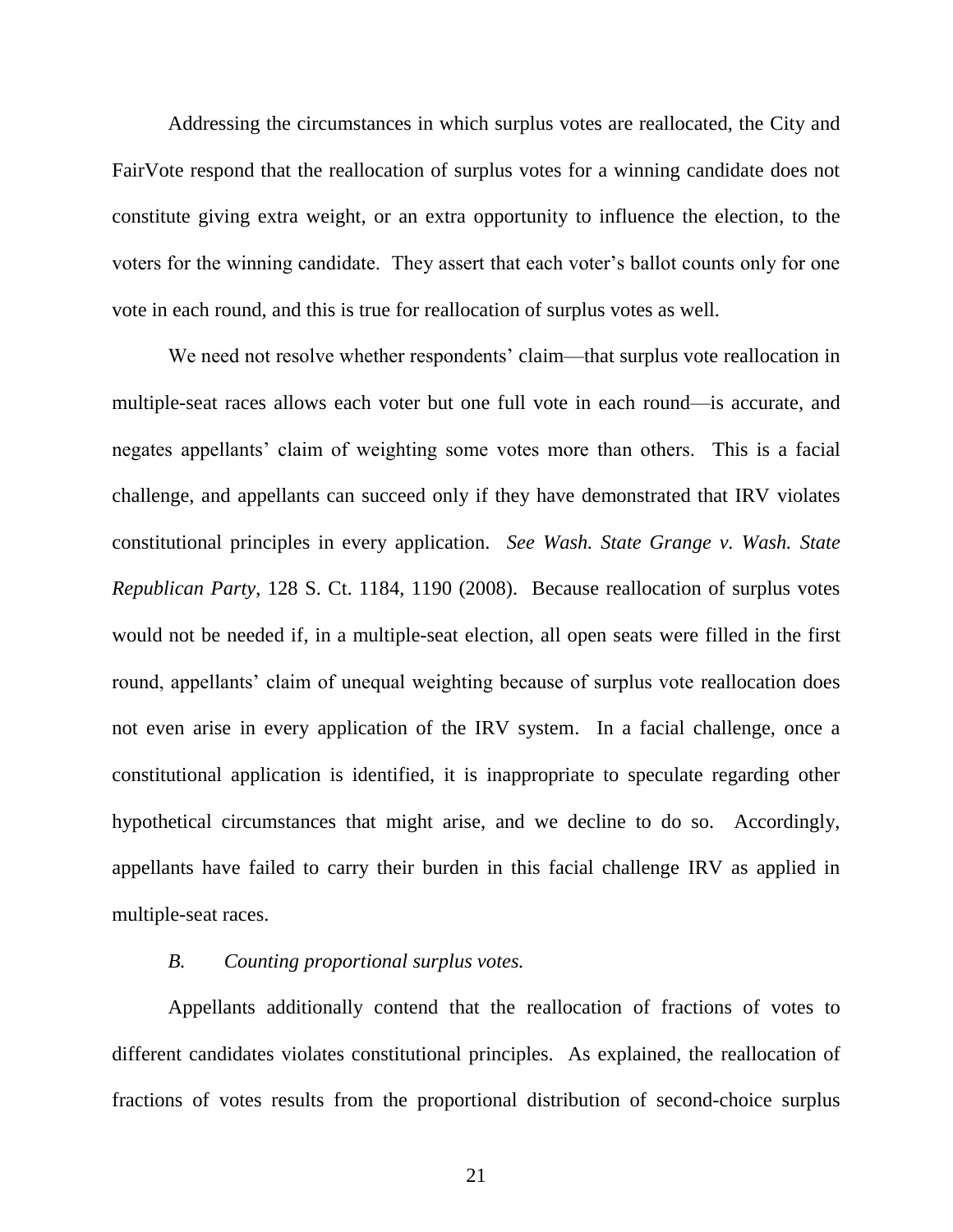Addressing the circumstances in which surplus votes are reallocated, the City and FairVote respond that the reallocation of surplus votes for a winning candidate does not constitute giving extra weight, or an extra opportunity to influence the election, to the voters for the winning candidate. They assert that each voter's ballot counts only for one vote in each round, and this is true for reallocation of surplus votes as well.

We need not resolve whether respondents' claim—that surplus vote reallocation in multiple-seat races allows each voter but one full vote in each round—is accurate, and negates appellants' claim of weighting some votes more than others. This is a facial challenge, and appellants can succeed only if they have demonstrated that IRV violates constitutional principles in every application. *See Wash. State Grange v. Wash. State Republican Party*, 128 S. Ct. 1184, 1190 (2008). Because reallocation of surplus votes would not be needed if, in a multiple-seat election, all open seats were filled in the first round, appellants' claim of unequal weighting because of surplus vote reallocation does not even arise in every application of the IRV system. In a facial challenge, once a constitutional application is identified, it is inappropriate to speculate regarding other hypothetical circumstances that might arise, and we decline to do so. Accordingly, appellants have failed to carry their burden in this facial challenge IRV as applied in multiple-seat races.

*B. Counting proportional surplus votes.*

Appellants additionally contend that the reallocation of fractions of votes to different candidates violates constitutional principles. As explained, the reallocation of fractions of votes results from the proportional distribution of second-choice surplus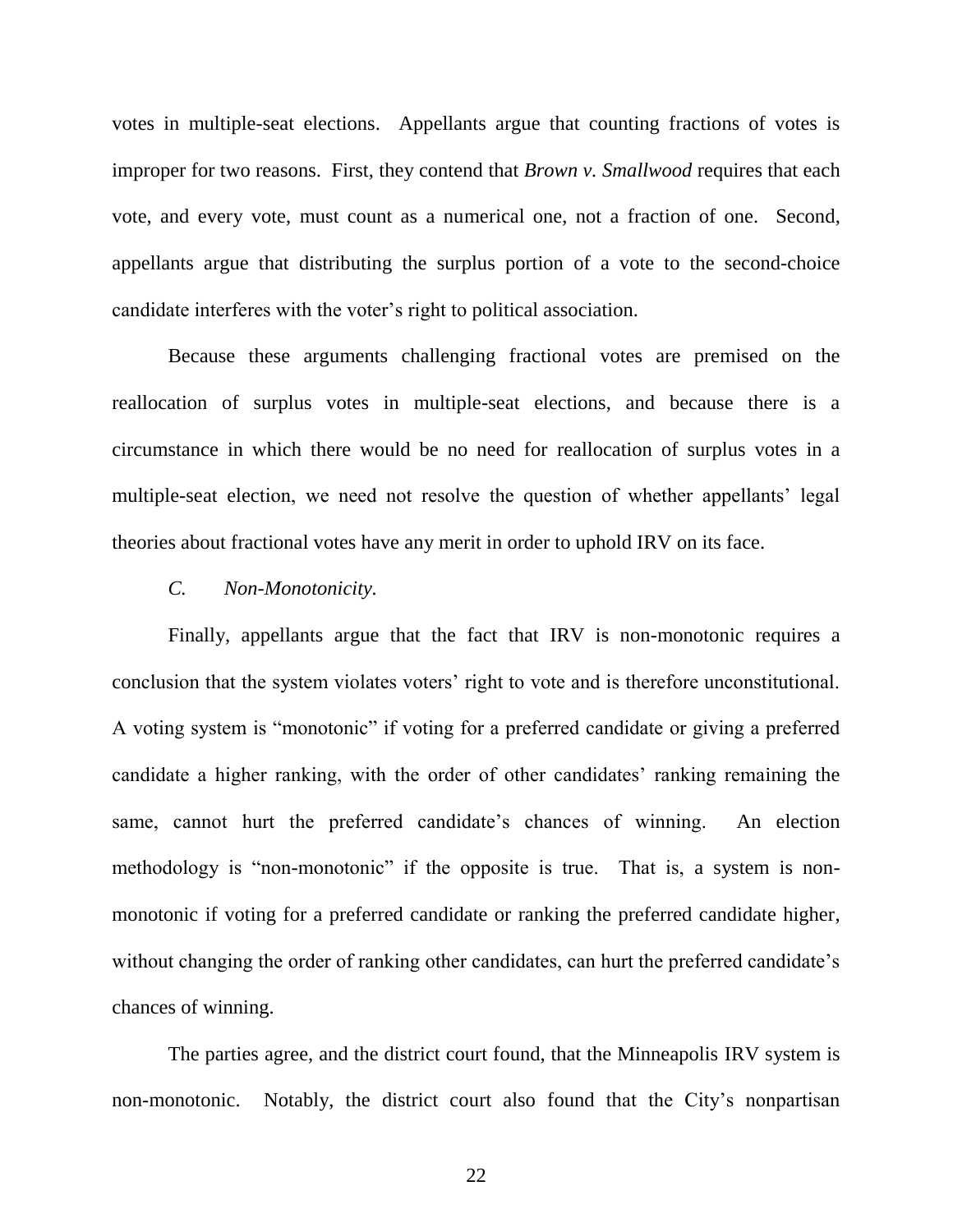votes in multiple-seat elections. Appellants argue that counting fractions of votes is improper for two reasons. First, they contend that *Brown v. Smallwood* requires that each vote, and every vote, must count as a numerical one, not a fraction of one. Second, appellants argue that distributing the surplus portion of a vote to the second-choice candidate interferes with the voter's right to political association.

Because these arguments challenging fractional votes are premised on the reallocation of surplus votes in multiple-seat elections, and because there is a circumstance in which there would be no need for reallocation of surplus votes in a multiple-seat election, we need not resolve the question of whether appellants' legal theories about fractional votes have any merit in order to uphold IRV on its face.

*C. Non-Monotonicity.*

Finally, appellants argue that the fact that IRV is non-monotonic requires a conclusion that the system violates voters' right to vote and is therefore unconstitutional. A voting system is "monotonic" if voting for a preferred candidate or giving a preferred candidate a higher ranking, with the order of other candidates' ranking remaining the same, cannot hurt the preferred candidate's chances of winning. An election methodology is "non-monotonic" if the opposite is true. That is, a system is non-monotonic if voting for a preferred candidate or ranking the preferred candidate higher, without changing the order of ranking other candidates, can hurt the preferred candidate's chances of winning.

The parties agree, and the district court found, that the Minneapolis IRV system is non-monotonic. Notably, the district court also found that the City's nonpartisan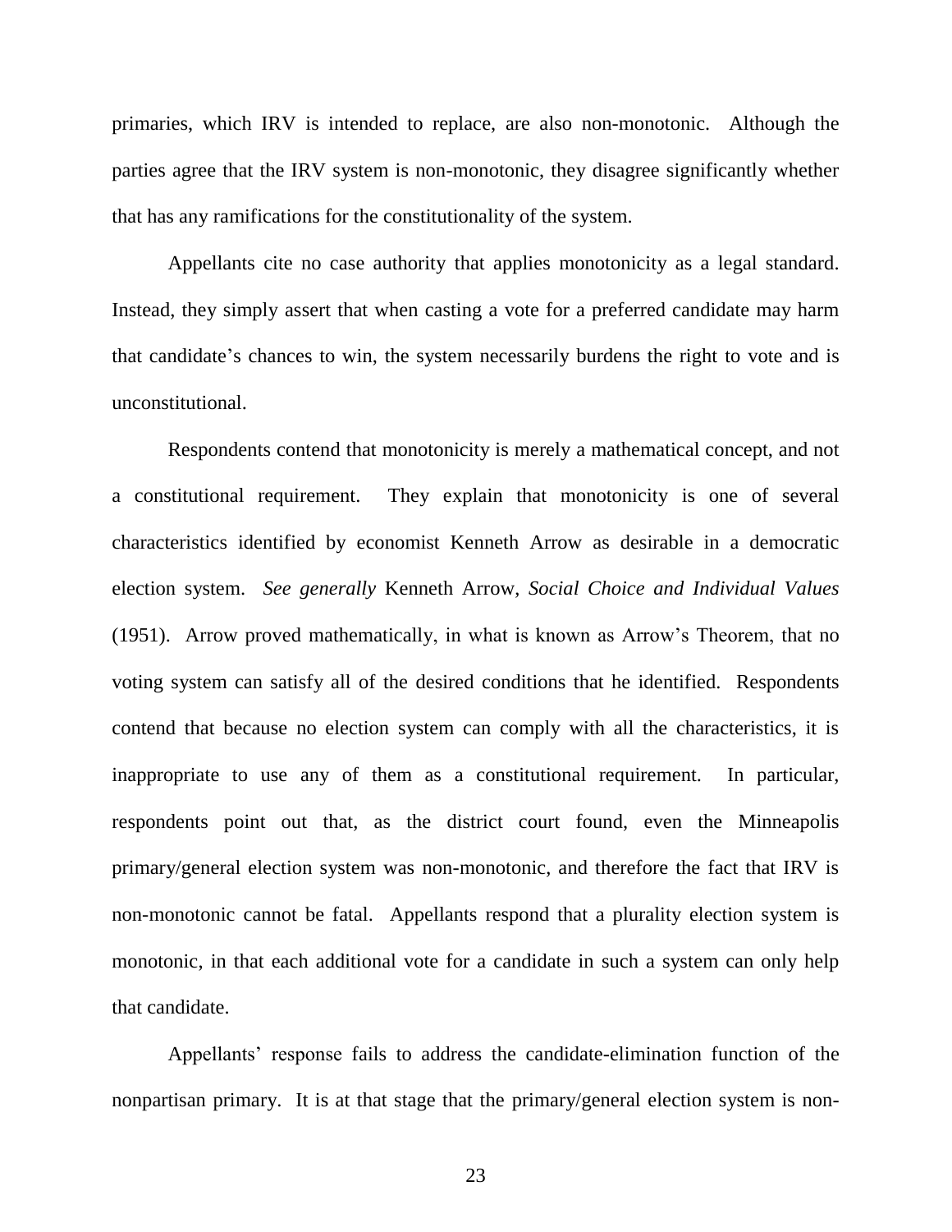primaries, which IRV is intended to replace, are also non-monotonic. Although the parties agree that the IRV system is non-monotonic, they disagree significantly whether that has any ramifications for the constitutionality of the system.

Appellants cite no case authority that applies monotonicity as a legal standard. Instead, they simply assert that when casting a vote for a preferred candidate may harm that candidate's chances to win, the system necessarily burdens the right to vote and is unconstitutional.

Respondents contend that monotonicity is merely a mathematical concept, and not a constitutional requirement. They explain that monotonicity is one of several characteristics identified by economist Kenneth Arrow as desirable in a democratic election system. *See generally* Kenneth Arrow, *Social Choice and Individual Values* (1951). Arrow proved mathematically, in what is known as Arrow's Theorem, that no voting system can satisfy all of the desired conditions that he identified. Respondents contend that because no election system can comply with all the characteristics, it is inappropriate to use any of them as a constitutional requirement. In particular, respondents point out that, as the district court found, even the Minneapolis primary/general election system was non-monotonic, and therefore the fact that IRV is non-monotonic cannot be fatal. Appellants respond that a plurality election system is monotonic, in that each additional vote for a candidate in such a system can only help that candidate.

Appellants' response fails to address the candidate-elimination function of the nonpartisan primary. It is at that stage that the primary/general election system is non-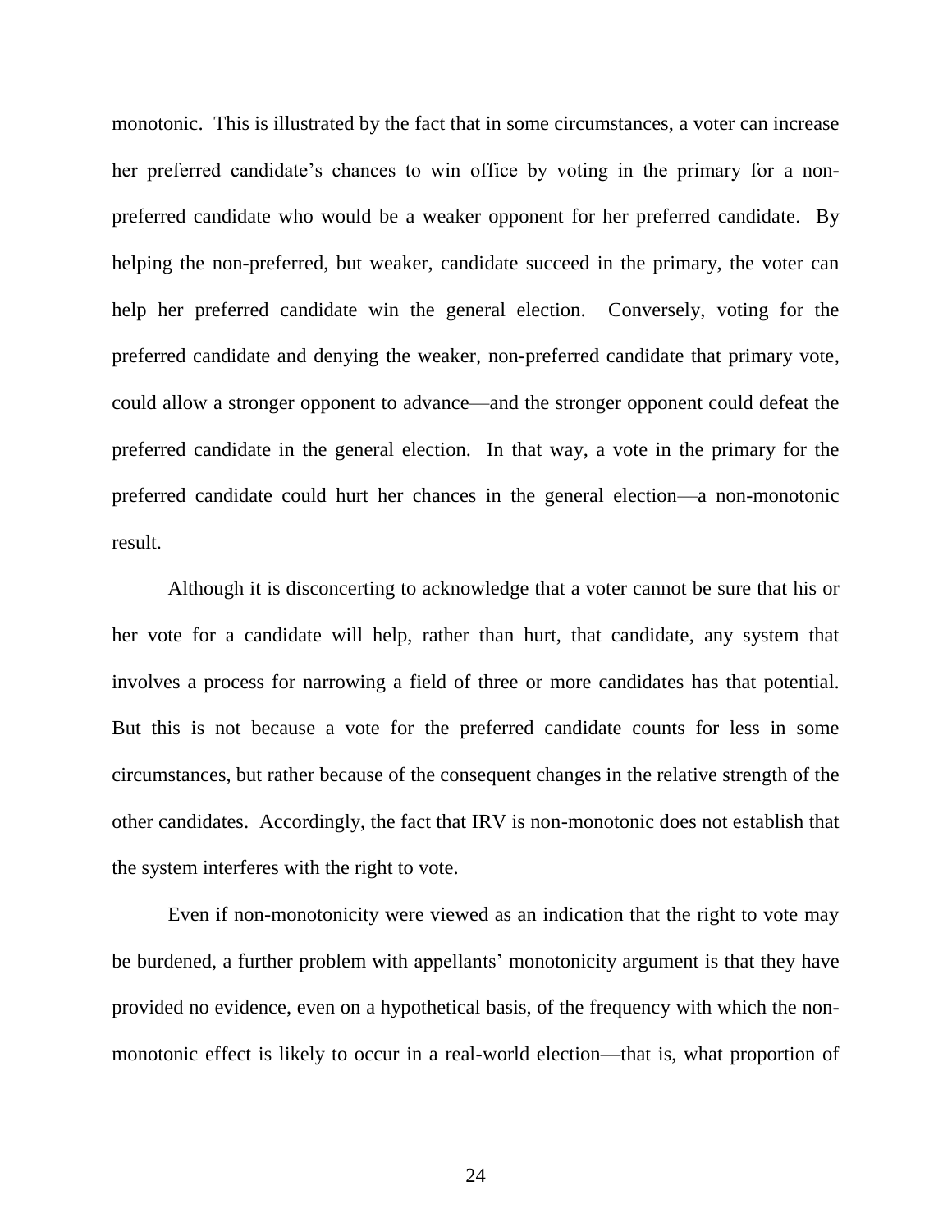monotonic. This is illustrated by the fact that in some circumstances, a voter can increase her preferred candidate's chances to win office by voting in the primary for a non-preferred candidate who would be a weaker opponent for her preferred candidate. By helping the non-preferred, but weaker, candidate succeed in the primary, the voter can help her preferred candidate win the general election. Conversely, voting for the preferred candidate and denying the weaker, non-preferred candidate that primary vote, could allow a stronger opponent to advance—and the stronger opponent could defeat the preferred candidate in the general election. In that way, a vote in the primary for the preferred candidate could hurt her chances in the general election—a non-monotonic result.

Although it is disconcerting to acknowledge that a voter cannot be sure that his or her vote for a candidate will help, rather than hurt, that candidate, any system that involves a process for narrowing a field of three or more candidates has that potential. But this is not because a vote for the preferred candidate counts for less in some circumstances, but rather because of the consequent changes in the relative strength of the other candidates. Accordingly, the fact that IRV is non-monotonic does not establish that the system interferes with the right to vote.

Even if non-monotonicity were viewed as an indication that the right to vote may be burdened, a further problem with appellants' monotonicity argument is that they have provided no evidence, even on a hypothetical basis, of the frequency with which the non-monotonic effect is likely to occur in a real-world election—that is, what proportion of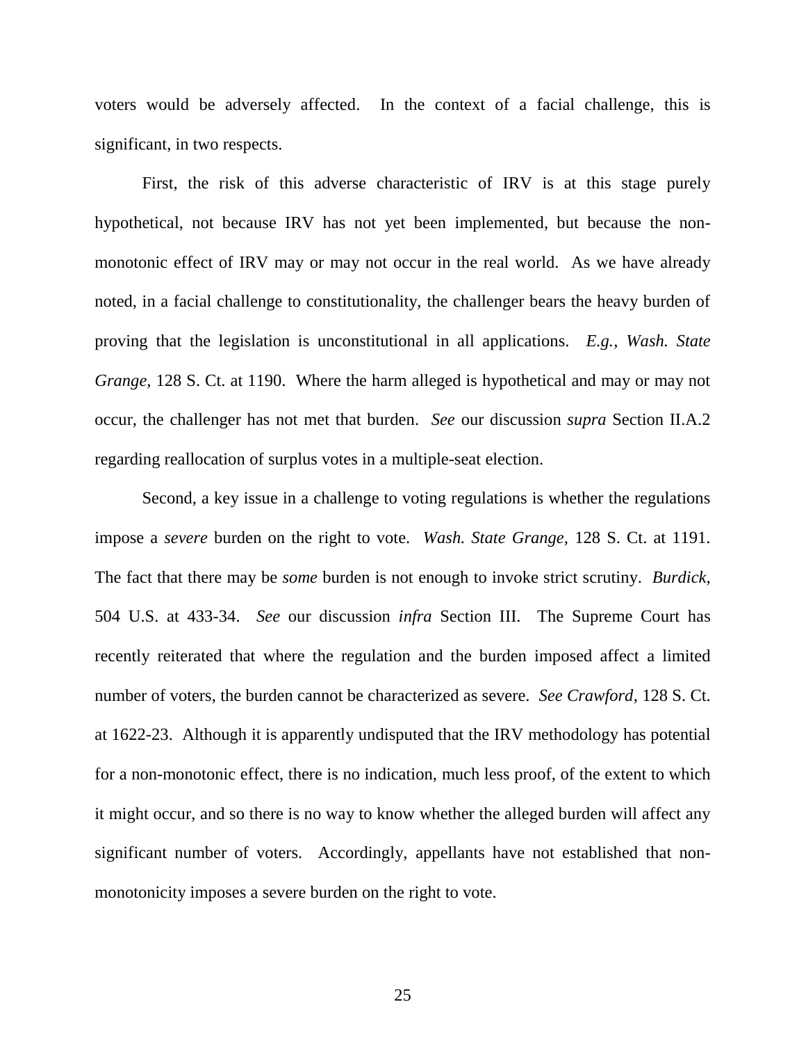voters would be adversely affected. In the context of a facial challenge, this is significant, in two respects.

First, the risk of this adverse characteristic of IRV is at this stage purely hypothetical, not because IRV has not yet been implemented, but because the non-monotonic effect of IRV may or may not occur in the real world. As we have already noted, in a facial challenge to constitutionality, the challenger bears the heavy burden of proving that the legislation is unconstitutional in all applications. *E.g.*, *Wash. State Grange*, 128 S. Ct. at 1190. Where the harm alleged is hypothetical and may or may not occur, the challenger has not met that burden. *See* our discussion *supra* Section II.A.2 regarding reallocation of surplus votes in a multiple-seat election.

Second, a key issue in a challenge to voting regulations is whether the regulations impose a *severe* burden on the right to vote. *Wash. State Grange*, 128 S. Ct. at 1191. The fact that there may be *some* burden is not enough to invoke strict scrutiny. *Burdick*, 504 U.S. at 433-34. *See* our discussion *infra* Section III. The Supreme Court has recently reiterated that where the regulation and the burden imposed affect a limited number of voters, the burden cannot be characterized as severe. *See Crawford*, 128 S. Ct. at 1622-23. Although it is apparently undisputed that the IRV methodology has potential for a non-monotonic effect, there is no indication, much less proof, of the extent to which it might occur, and so there is no way to know whether the alleged burden will affect any significant number of voters. Accordingly, appellants have not established that non-monotonicity imposes a severe burden on the right to vote.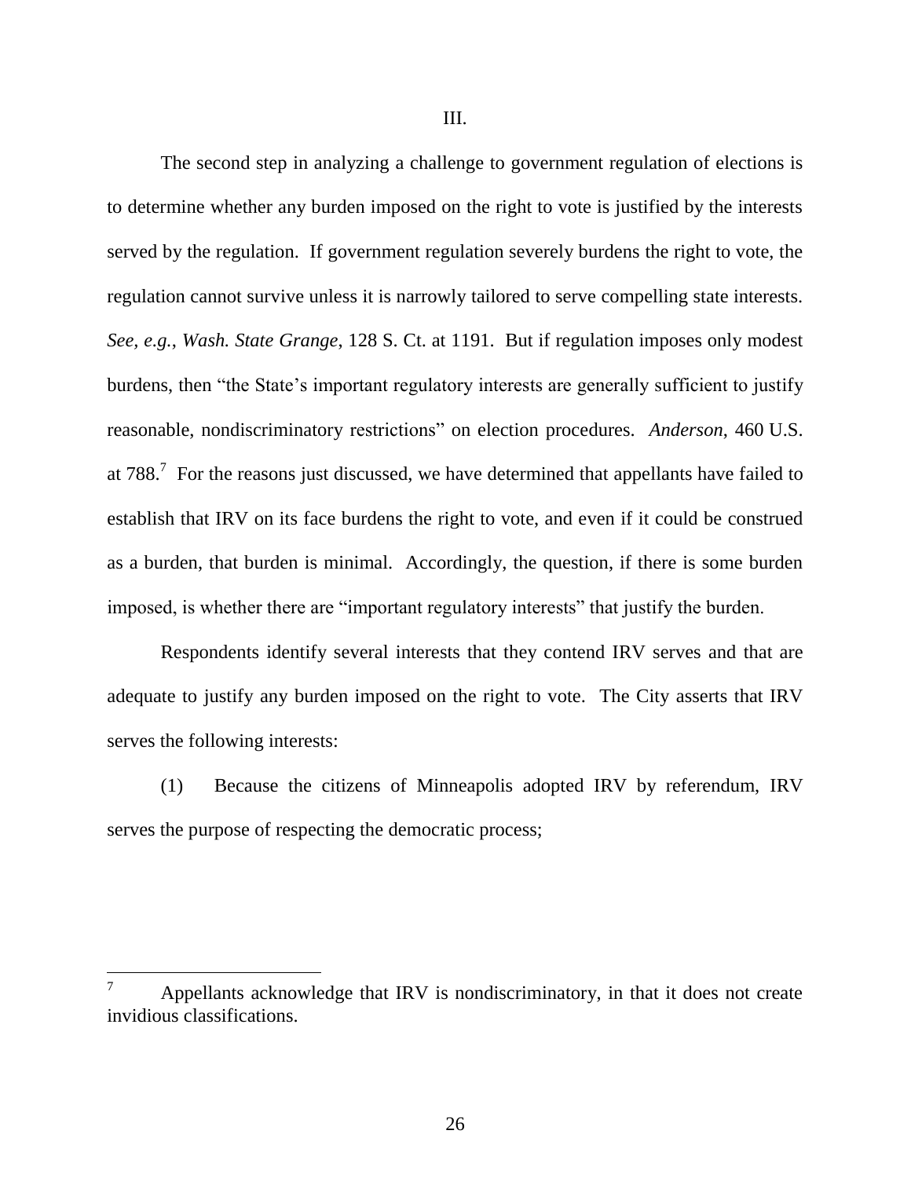III.

The second step in analyzing a challenge to government regulation of elections is to determine whether any burden imposed on the right to vote is justified by the interests served by the regulation. If government regulation severely burdens the right to vote, the regulation cannot survive unless it is narrowly tailored to serve compelling state interests. *See, e.g.*, *Wash. State Grange*, 128 S. Ct. at 1191. But if regulation imposes only modest burdens, then "the State's important regulatory interests are generally sufficient to justify reasonable, nondiscriminatory restrictions" on election procedures. *Anderson*, 460 U.S. at 788.[7] For the reasons just discussed, we have determined that appellants have failed to establish that IRV on its face burdens the right to vote, and even if it could be construed as a burden, that burden is minimal. Accordingly, the question, if there is some burden imposed, is whether there are "important regulatory interests" that justify the burden.

Respondents identify several interests that they contend IRV serves and that are adequate to justify any burden imposed on the right to vote. The City asserts that IRV serves the following interests:

(1) Because the citizens of Minneapolis adopted IRV by referendum, IRV serves the purpose of respecting the democratic process;

---

[7] Appellants acknowledge that IRV is nondiscriminatory, in that it does not create invidious classifications.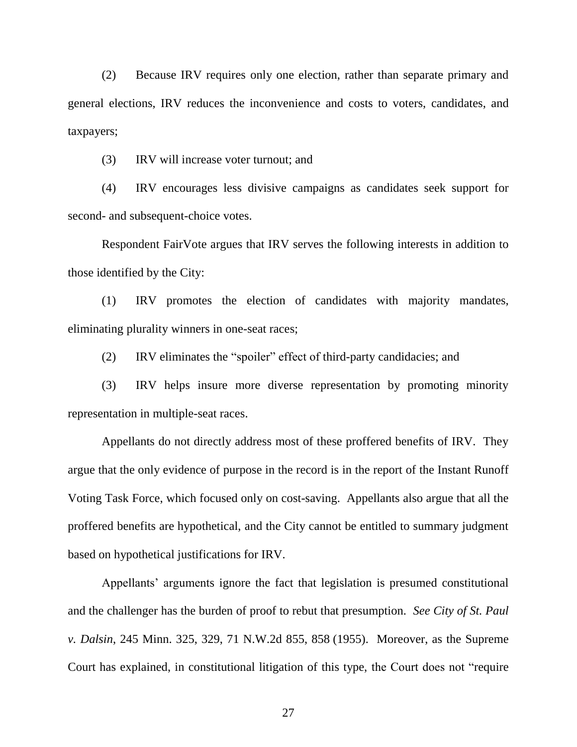(2) Because IRV requires only one election, rather than separate primary and general elections, IRV reduces the inconvenience and costs to voters, candidates, and taxpayers;

(3) IRV will increase voter turnout; and

(4) IRV encourages less divisive campaigns as candidates seek support for second- and subsequent-choice votes.

Respondent FairVote argues that IRV serves the following interests in addition to those identified by the City:

(1) IRV promotes the election of candidates with majority mandates, eliminating plurality winners in one-seat races;

(2) IRV eliminates the "spoiler" effect of third-party candidacies; and

(3) IRV helps insure more diverse representation by promoting minority representation in multiple-seat races.

Appellants do not directly address most of these proffered benefits of IRV. They argue that the only evidence of purpose in the record is in the report of the Instant Runoff Voting Task Force, which focused only on cost-saving. Appellants also argue that all the proffered benefits are hypothetical, and the City cannot be entitled to summary judgment based on hypothetical justifications for IRV.

Appellants' arguments ignore the fact that legislation is presumed constitutional and the challenger has the burden of proof to rebut that presumption. *See City of St. Paul v. Dalsin*, 245 Minn. 325, 329, 71 N.W.2d 855, 858 (1955). Moreover, as the Supreme Court has explained, in constitutional litigation of this type, the Court does not "require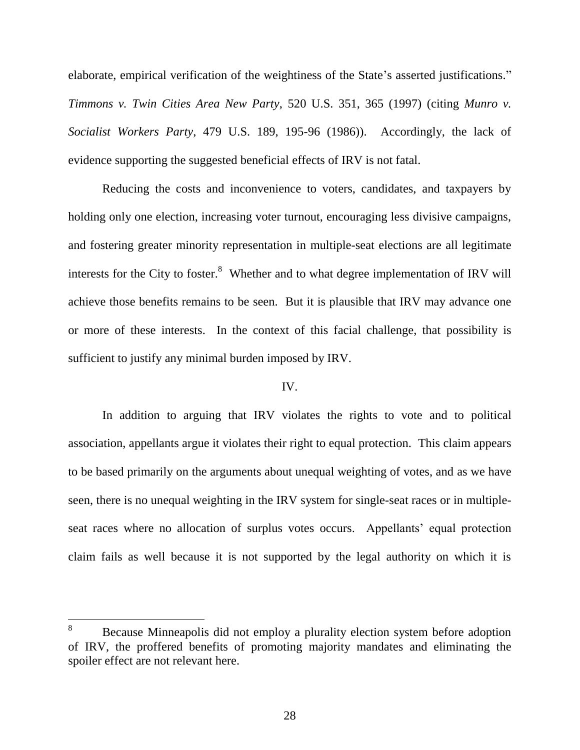elaborate, empirical verification of the weightiness of the State's asserted justifications." *Timmons v. Twin Cities Area New Party*, 520 U.S. 351, 365 (1997) (citing *Munro v. Socialist Workers Party*, 479 U.S. 189, 195-96 (1986)). Accordingly, the lack of evidence supporting the suggested beneficial effects of IRV is not fatal.

Reducing the costs and inconvenience to voters, candidates, and taxpayers by holding only one election, increasing voter turnout, encouraging less divisive campaigns, and fostering greater minority representation in multiple-seat elections are all legitimate interests for the City to foster.[8] Whether and to what degree implementation of IRV will achieve those benefits remains to be seen. But it is plausible that IRV may advance one or more of these interests. In the context of this facial challenge, that possibility is sufficient to justify any minimal burden imposed by IRV.

IV.

In addition to arguing that IRV violates the rights to vote and to political association, appellants argue it violates their right to equal protection. This claim appears to be based primarily on the arguments about unequal weighting of votes, and as we have seen, there is no unequal weighting in the IRV system for single-seat races or in multiple-seat races where no allocation of surplus votes occurs. Appellants' equal protection claim fails as well because it is not supported by the legal authority on which it is

---

[8] Because Minneapolis did not employ a plurality election system before adoption of IRV, the proffered benefits of promoting majority mandates and eliminating the spoiler effect are not relevant here.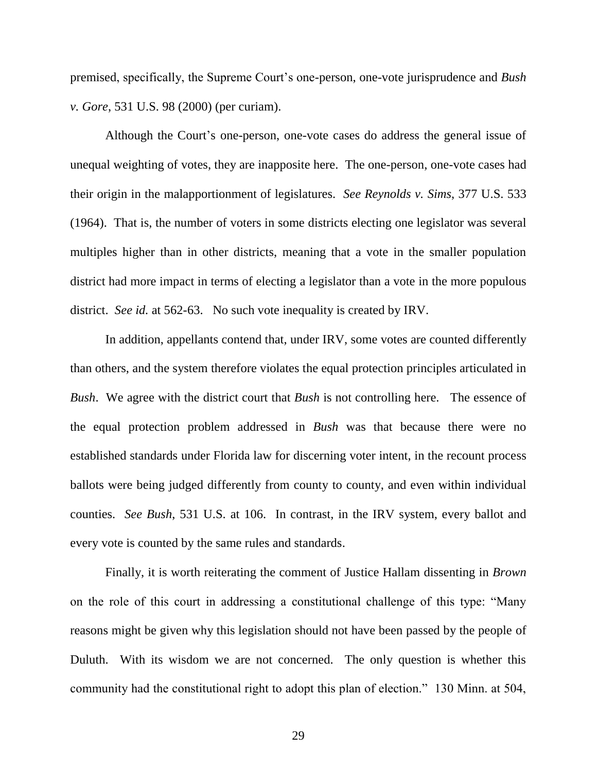premised, specifically, the Supreme Court's one-person, one-vote jurisprudence and *Bush v. Gore*, 531 U.S. 98 (2000) (per curiam).

Although the Court's one-person, one-vote cases do address the general issue of unequal weighting of votes, they are inapposite here. The one-person, one-vote cases had their origin in the malapportionment of legislatures. *See Reynolds v. Sims*, 377 U.S. 533 (1964). That is, the number of voters in some districts electing one legislator was several multiples higher than in other districts, meaning that a vote in the smaller population district had more impact in terms of electing a legislator than a vote in the more populous district. *See id.* at 562-63. No such vote inequality is created by IRV.

In addition, appellants contend that, under IRV, some votes are counted differently than others, and the system therefore violates the equal protection principles articulated in *Bush*. We agree with the district court that *Bush* is not controlling here. The essence of the equal protection problem addressed in *Bush* was that because there were no established standards under Florida law for discerning voter intent, in the recount process ballots were being judged differently from county to county, and even within individual counties. *See Bush*, 531 U.S. at 106. In contrast, in the IRV system, every ballot and every vote is counted by the same rules and standards.

Finally, it is worth reiterating the comment of Justice Hallam dissenting in *Brown* on the role of this court in addressing a constitutional challenge of this type: "Many reasons might be given why this legislation should not have been passed by the people of Duluth. With its wisdom we are not concerned. The only question is whether this community had the constitutional right to adopt this plan of election." 130 Minn. at 504,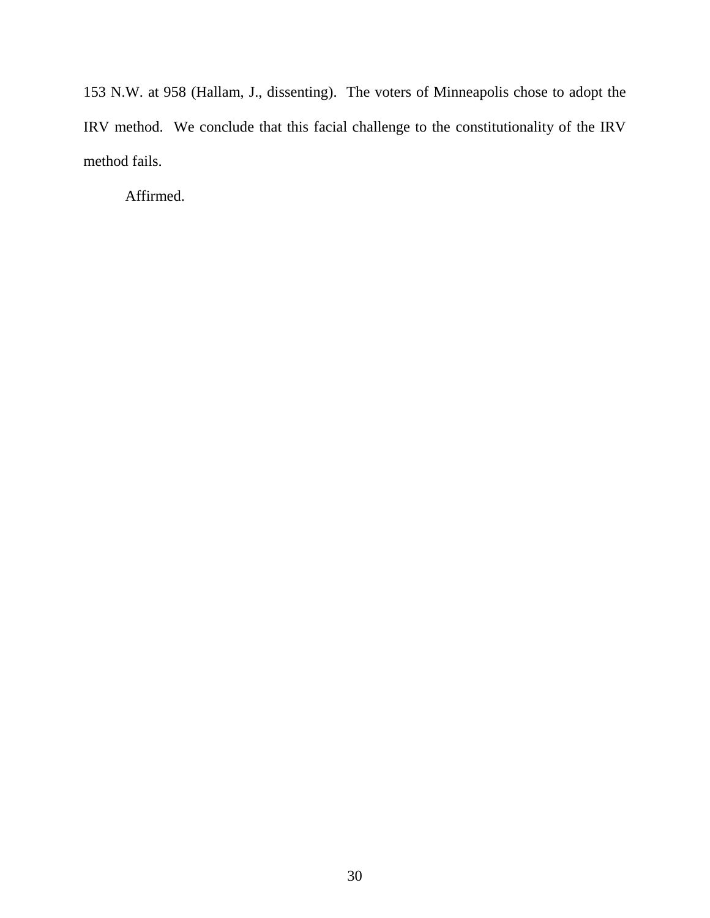153 N.W. at 958 (Hallam, J., dissenting). The voters of Minneapolis chose to adopt the IRV method. We conclude that this facial challenge to the constitutionality of the IRV method fails.

Affirmed.